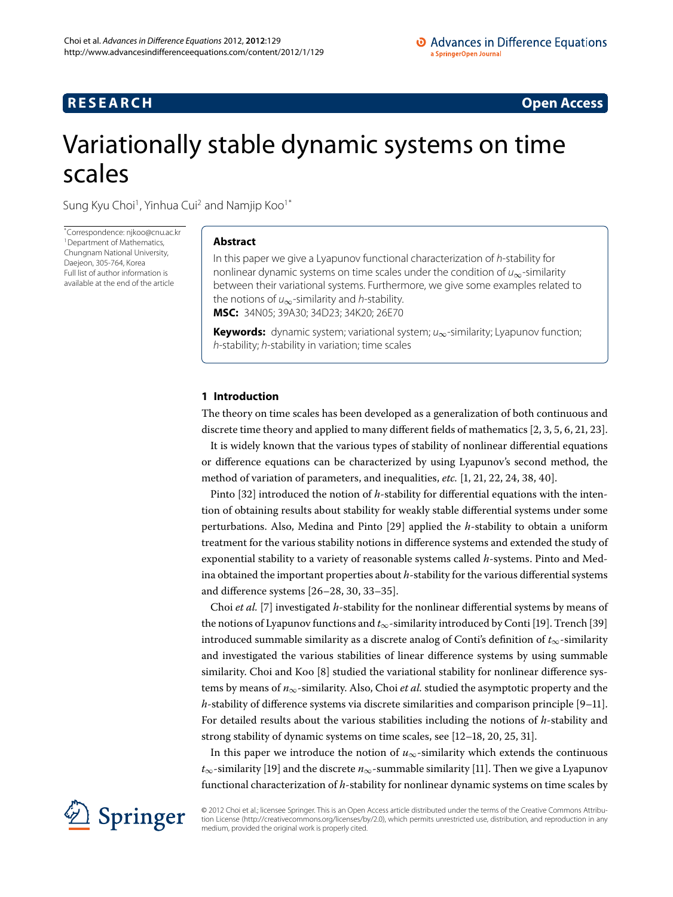**RESEARCH** **Open Access**

# Variationally stable dynamic systems on time scales

Sung Kyu Choi[1], Yinhua Cui[2] and Namjip Koo[1*]

*Correspondence: njkoo@cnu.ac.kr
[1]Department of Mathematics, Chungnam National University, Daejeon, 305-764, Korea
Full list of author information is available at the end of the article

## Abstract

In this paper we give a Lyapunov functional characterization of $h$-stability for nonlinear dynamic systems on time scales under the condition of $u_\infty$-similarity between their variational systems. Furthermore, we give some examples related to the notions of $u_\infty$-similarity and $h$-stability.

**MSC:** 34N05; 39A30; 34D23; 34K20; 26E70

**Keywords:** dynamic system; variational system; $u_\infty$-similarity; Lyapunov function; $h$-stability; $h$-stability in variation; time scales

## 1 Introduction

The theory on time scales has been developed as a generalization of both continuous and discrete time theory and applied to many different fields of mathematics [2, 3, 5, 6, 21, 23].

It is widely known that the various types of stability of nonlinear differential equations or difference equations can be characterized by using Lyapunov's second method, the method of variation of parameters, and inequalities, *etc.* [1, 21, 22, 24, 38, 40].

Pinto [32] introduced the notion of $h$-stability for differential equations with the intention of obtaining results about stability for weakly stable differential systems under some perturbations. Also, Medina and Pinto [29] applied the $h$-stability to obtain a uniform treatment for the various stability notions in difference systems and extended the study of exponential stability to a variety of reasonable systems called $h$-systems. Pinto and Medina obtained the important properties about $h$-stability for the various differential systems and difference systems [26–28, 30, 33–35].

Choi *et al.* [7] investigated $h$-stability for the nonlinear differential systems by means of the notions of Lyapunov functions and $t_\infty$-similarity introduced by Conti [19]. Trench [39] introduced summable similarity as a discrete analog of Conti's definition of $t_\infty$-similarity and investigated the various stabilities of linear difference systems by using summable similarity. Choi and Koo [8] studied the variational stability for nonlinear difference systems by means of $n_\infty$-similarity. Also, Choi *et al.* studied the asymptotic property and the $h$-stability of difference systems via discrete similarities and comparison principle [9–11]. For detailed results about the various stabilities including the notions of $h$-stability and strong stability of dynamic systems on time scales, see [12–18, 20, 25, 31].

In this paper we introduce the notion of $u_\infty$-similarity which extends the continuous $t_\infty$-similarity [19] and the discrete $n_\infty$-summable similarity [11]. Then we give a Lyapunov functional characterization of $h$-stability for nonlinear dynamic systems on time scales by

© 2012 Choi et al.; licensee Springer. This is an Open Access article distributed under the terms of the Creative Commons Attribution License (http://creativecommons.org/licenses/by/2.0), which permits unrestricted use, distribution, and reproduction in any medium, provided the original work is properly cited.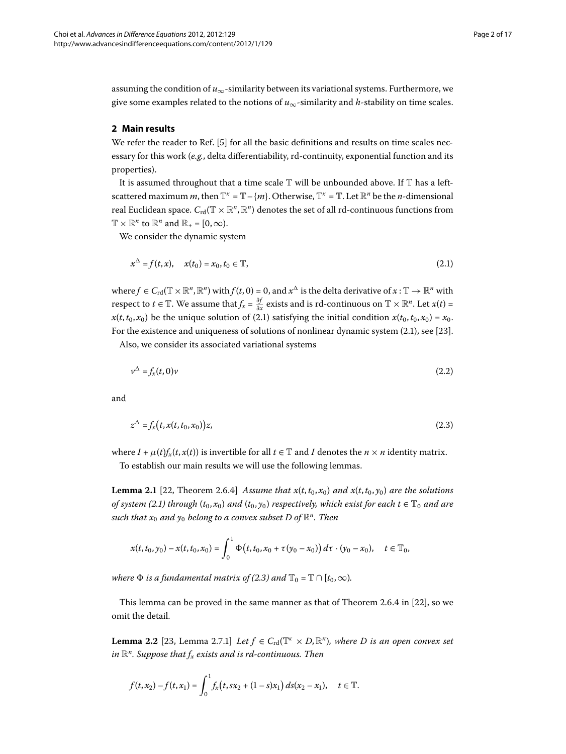assuming the condition of $u_\infty$-similarity between its variational systems. Furthermore, we give some examples related to the notions of $u_\infty$-similarity and $h$-stability on time scales.

## 2 Main results

We refer the reader to Ref. [5] for all the basic definitions and results on time scales necessary for this work (*e.g.*, delta differentiability, rd-continuity, exponential function and its properties).

It is assumed throughout that a time scale $\mathbb{T}$ will be unbounded above. If $\mathbb{T}$ has a left-scattered maximum $m$, then $\mathbb{T}^\kappa = \mathbb{T} - \{m\}$. Otherwise, $\mathbb{T}^\kappa = \mathbb{T}$. Let $\mathbb{R}^n$ be the $n$-dimensional real Euclidean space. $C_{\mathrm{rd}}(\mathbb{T} \times \mathbb{R}^n, \mathbb{R}^n)$ denotes the set of all rd-continuous functions from $\mathbb{T} \times \mathbb{R}^n$ to $\mathbb{R}^n$ and $\mathbb{R}_+ = [0, \infty)$.

We consider the dynamic system

$$x^\Delta = f(t, x), \quad x(t_0) = x_0, t_0 \in \mathbb{T}, \tag{2.1}$$

where $f \in C_{\mathrm{rd}}(\mathbb{T} \times \mathbb{R}^n, \mathbb{R}^n)$ with $f(t, 0) = 0$, and $x^\Delta$ is the delta derivative of $x : \mathbb{T} \to \mathbb{R}^n$ with respect to $t \in \mathbb{T}$. We assume that $f_x = \frac{\partial f}{\partial x}$ exists and is rd-continuous on $\mathbb{T} \times \mathbb{R}^n$. Let $x(t) = x(t, t_0, x_0)$ be the unique solution of (2.1) satisfying the initial condition $x(t_0, t_0, x_0) = x_0$. For the existence and uniqueness of solutions of nonlinear dynamic system (2.1), see [23].

Also, we consider its associated variational systems

$$v^\Delta = f_x(t, 0)v \tag{2.2}$$

and

$$z^\Delta = f_x\big(t, x(t, t_0, x_0)\big)z, \tag{2.3}$$

where $I + \mu(t) f_x(t, x(t))$ is invertible for all $t \in \mathbb{T}$ and $I$ denotes the $n \times n$ identity matrix.

To establish our main results we will use the following lemmas.

**Lemma 2.1** [22, Theorem 2.6.4] *Assume that $x(t, t_0, x_0)$ and $x(t, t_0, y_0)$ are the solutions of system (2.1) through $(t_0, x_0)$ and $(t_0, y_0)$ respectively, which exist for each $t \in \mathbb{T}_0$ and are such that $x_0$ and $y_0$ belong to a convex subset $D$ of $\mathbb{R}^n$. Then*

$$x(t, t_0, y_0) - x(t, t_0, x_0) = \int_0^1 \Phi\big(t, t_0, x_0 + \tau(y_0 - x_0)\big)\, d\tau \cdot (y_0 - x_0), \quad t \in \mathbb{T}_0,$$

*where $\Phi$ is a fundamental matrix of (2.3) and $\mathbb{T}_0 = \mathbb{T} \cap [t_0, \infty)$.*

This lemma can be proved in the same manner as that of Theorem 2.6.4 in [22], so we omit the detail.

**Lemma 2.2** [23, Lemma 2.7.1] *Let $f \in C_{\mathrm{rd}}(\mathbb{T}^\kappa \times D, \mathbb{R}^n)$, where $D$ is an open convex set in $\mathbb{R}^n$. Suppose that $f_x$ exists and is rd-continuous. Then*

$$f(t, x_2) - f(t, x_1) = \int_0^1 f_x\big(t, sx_2 + (1 - s)x_1\big)\, ds (x_2 - x_1), \quad t \in \mathbb{T}.$$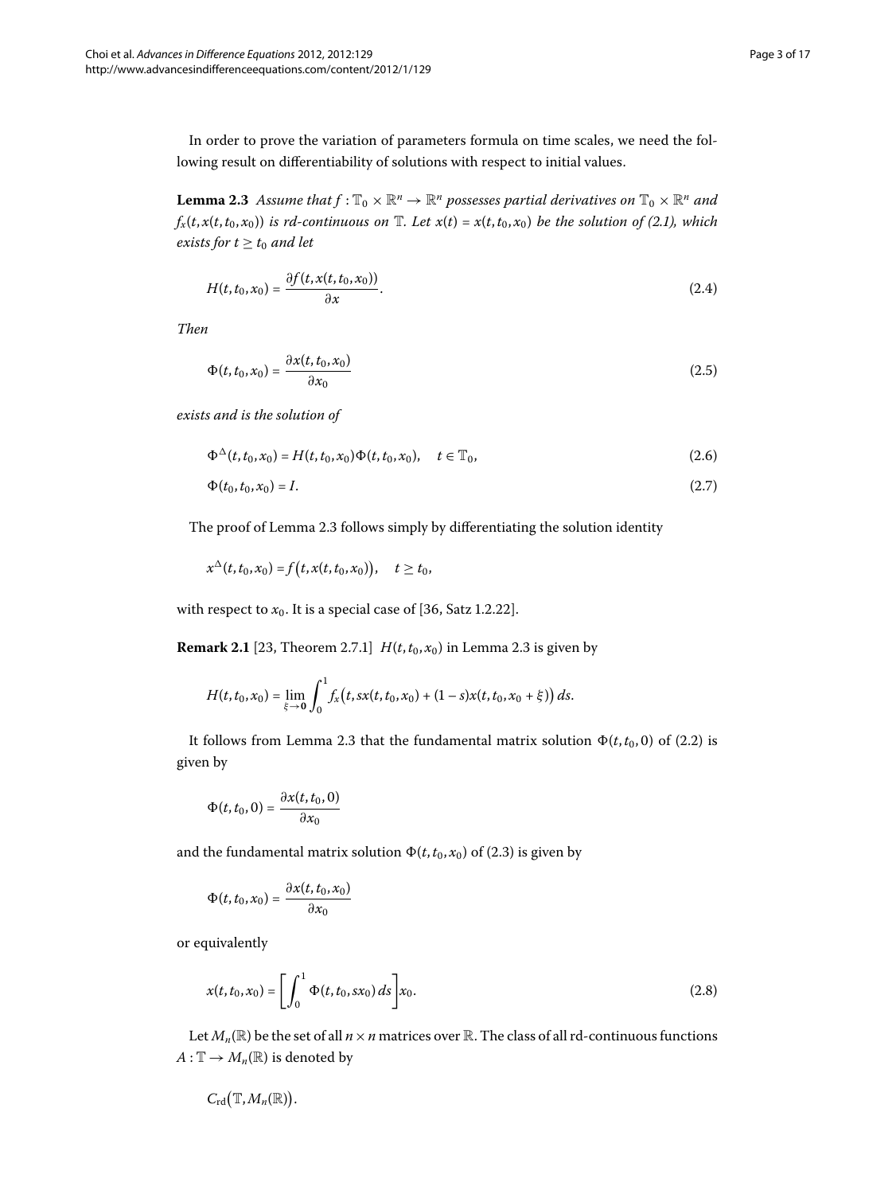In order to prove the variation of parameters formula on time scales, we need the following result on differentiability of solutions with respect to initial values.

**Lemma 2.3** *Assume that $f : \mathbb{T}_0 \times \mathbb{R}^n \to \mathbb{R}^n$ possesses partial derivatives on $\mathbb{T}_0 \times \mathbb{R}^n$ and $f_x(t, x(t, t_0, x_0))$ is rd-continuous on $\mathbb{T}$. Let $x(t) = x(t, t_0, x_0)$ be the solution of (2.1), which exists for $t \geq t_0$ and let*

$$H(t, t_0, x_0) = \frac{\partial f(t, x(t, t_0, x_0))}{\partial x}. \tag{2.4}$$

*Then*

$$\Phi(t, t_0, x_0) = \frac{\partial x(t, t_0, x_0)}{\partial x_0} \tag{2.5}$$

*exists and is the solution of*

$$\Phi^{\Delta}(t, t_0, x_0) = H(t, t_0, x_0)\Phi(t, t_0, x_0), \quad t \in \mathbb{T}_0, \tag{2.6}$$

$$\Phi(t_0, t_0, x_0) = I. \tag{2.7}$$

The proof of Lemma 2.3 follows simply by differentiating the solution identity

$$x^{\Delta}(t, t_0, x_0) = f\big(t, x(t, t_0, x_0)\big), \quad t \geq t_0,$$

with respect to $x_0$. It is a special case of [36, Satz 1.2.22].

**Remark 2.1** [23, Theorem 2.7.1] $H(t, t_0, x_0)$ in Lemma 2.3 is given by

$$H(t, t_0, x_0) = \lim_{\xi \to \mathbf{0}} \int_0^1 f_x\big(t, sx(t, t_0, x_0) + (1 - s)x(t, t_0, x_0 + \xi)\big)\, ds.$$

It follows from Lemma 2.3 that the fundamental matrix solution $\Phi(t, t_0, 0)$ of (2.2) is given by

$$\Phi(t, t_0, 0) = \frac{\partial x(t, t_0, 0)}{\partial x_0}$$

and the fundamental matrix solution $\Phi(t, t_0, x_0)$ of (2.3) is given by

$$\Phi(t, t_0, x_0) = \frac{\partial x(t, t_0, x_0)}{\partial x_0}$$

or equivalently

$$x(t, t_0, x_0) = \left[\int_0^1 \Phi(t, t_0, sx_0)\, ds\right] x_0. \tag{2.8}$$

Let $M_n(\mathbb{R})$ be the set of all $n \times n$ matrices over $\mathbb{R}$. The class of all rd-continuous functions $A : \mathbb{T} \to M_n(\mathbb{R})$ is denoted by

$$C_{\mathrm{rd}}\big(\mathbb{T}, M_n(\mathbb{R})\big).$$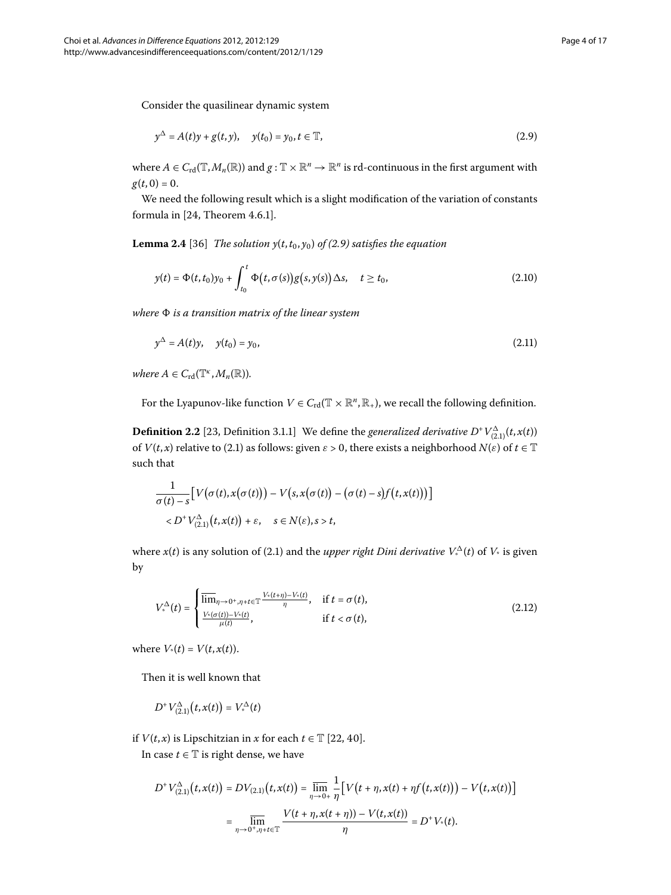Consider the quasilinear dynamic system

$$y^{\Delta} = A(t)y + g(t,y), \quad y(t_0) = y_0, t \in \mathbb{T}, \tag{2.9}$$

where $A \in C_{\mathrm{rd}}(\mathbb{T}, M_n(\mathbb{R}))$ and $g : \mathbb{T} \times \mathbb{R}^n \to \mathbb{R}^n$ is rd-continuous in the first argument with $g(t,0) = 0$.

We need the following result which is a slight modification of the variation of constants formula in [24, Theorem 4.6.1].

**Lemma 2.4** [36] *The solution $y(t,t_0,y_0)$ of (2.9) satisfies the equation*

$$y(t) = \Phi(t,t_0)y_0 + \int_{t_0}^{t} \Phi\big(t,\sigma(s)\big)g\big(s,y(s)\big)\Delta s, \quad t \geq t_0, \tag{2.10}$$

*where $\Phi$ is a transition matrix of the linear system*

$$y^{\Delta} = A(t)y, \quad y(t_0) = y_0, \tag{2.11}$$

*where $A \in C_{\mathrm{rd}}(\mathbb{T}^{\kappa}, M_n(\mathbb{R}))$.*

For the Lyapunov-like function $V \in C_{\mathrm{rd}}(\mathbb{T} \times \mathbb{R}^n, \mathbb{R}_+)$, we recall the following definition.

**Definition 2.2** [23, Definition 3.1.1] We define the *generalized derivative* $D^+V^{\Delta}_{(2.1)}(t,x(t))$ of $V(t,x)$ relative to (2.1) as follows: given $\varepsilon > 0$, there exists a neighborhood $N(\varepsilon)$ of $t \in \mathbb{T}$ such that

$$\begin{aligned}
&\frac{1}{\sigma(t)-s}\Big[V\big(\sigma(t),x\big(\sigma(t)\big)\big) - V\big(s,x\big(\sigma(t)\big) - \big(\sigma(t)-s\big)f\big(t,x(t)\big)\big)\Big] \\
&\quad < D^+V^{\Delta}_{(2.1)}\big(t,x(t)\big) + \varepsilon, \quad s \in N(\varepsilon), s > t,
\end{aligned}$$

where $x(t)$ is any solution of (2.1) and the *upper right Dini derivative* $V_*^{\Delta}(t)$ of $V_*$ is given by

$$V_*^{\Delta}(t) = \begin{cases} \overline{\lim}_{\eta \to 0^+, \eta + t \in \mathbb{T}} \frac{V_*(t+\eta)-V_*(t)}{\eta}, & \text{if } t = \sigma(t), \\ \frac{V_*(\sigma(t))-V_*(t)}{\mu(t)}, & \text{if } t < \sigma(t), \end{cases} \tag{2.12}$$

where $V_*(t) = V(t,x(t))$.

Then it is well known that

$$D^+V^{\Delta}_{(2.1)}\big(t,x(t)\big) = V_*^{\Delta}(t)$$

if $V(t,x)$ is Lipschitzian in $x$ for each $t \in \mathbb{T}$ [22, 40].

In case $t \in \mathbb{T}$ is right dense, we have

$$\begin{aligned}
D^+V^{\Delta}_{(2.1)}\big(t,x(t)\big) &= DV_{(2.1)}\big(t,x(t)\big) = \overline{\lim_{\eta \to 0+}} \frac{1}{\eta}\Big[V\big(t+\eta, x(t) + \eta f\big(t,x(t)\big)\big) - V\big(t,x(t)\big)\Big] \\
&= \overline{\lim_{\eta \to 0^+, \eta + t \in \mathbb{T}}} \frac{V(t+\eta, x(t+\eta)) - V(t,x(t))}{\eta} = D^+V_*(t).
\end{aligned}$$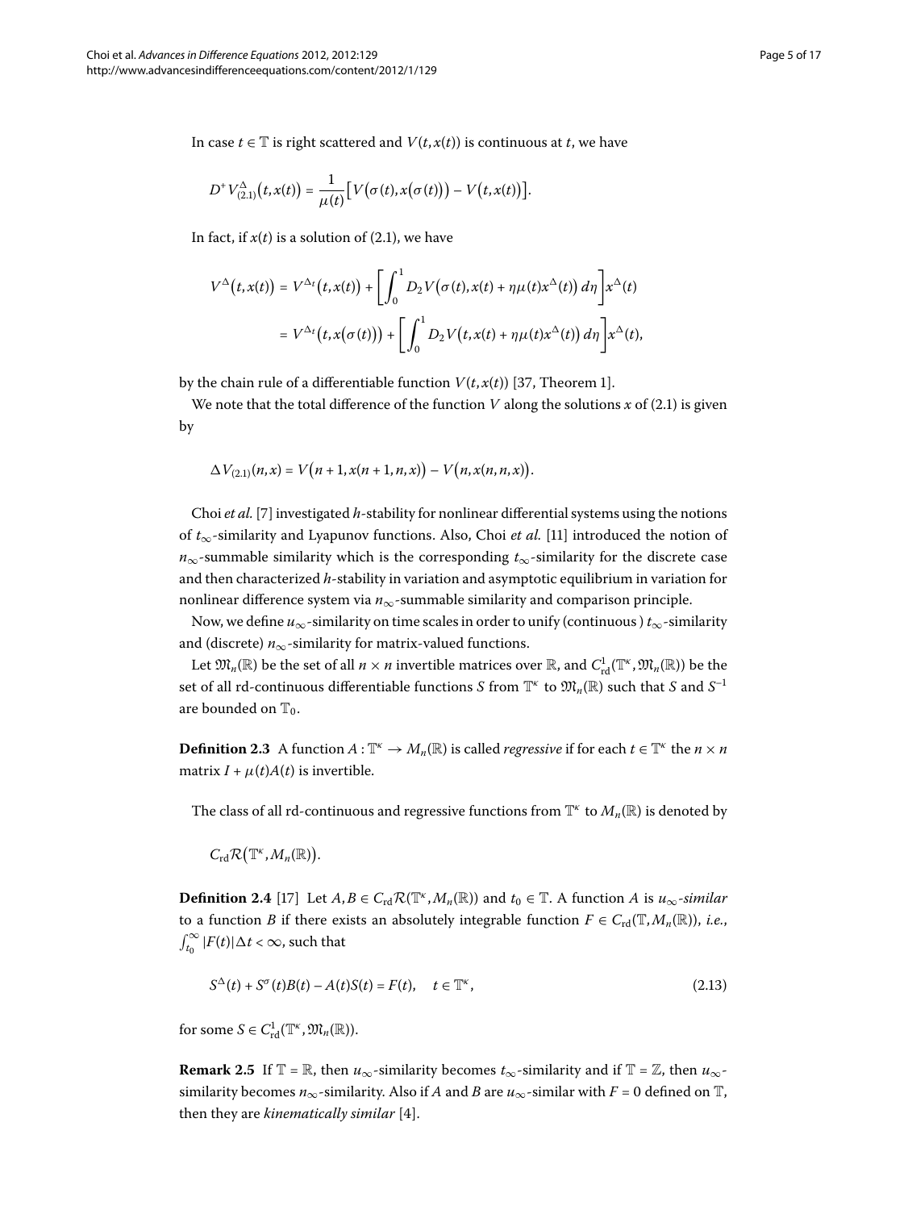In case $t \in \mathbb{T}$ is right scattered and $V(t, x(t))$ is continuous at $t$, we have

$$D^+ V^{\Delta}_{(2.1)}\big(t, x(t)\big) = \frac{1}{\mu(t)}\big[V\big(\sigma(t), x\big(\sigma(t)\big)\big) - V\big(t, x(t)\big)\big].$$

In fact, if $x(t)$ is a solution of (2.1), we have

$$\begin{aligned} V^{\Delta}\big(t, x(t)\big) &= V^{\Delta_t}\big(t, x(t)\big) + \left[\int_0^1 D_2 V\big(\sigma(t), x(t) + \eta\mu(t)x^{\Delta}(t)\big)\, d\eta\right] x^{\Delta}(t) \\ &= V^{\Delta_t}\big(t, x\big(\sigma(t)\big)\big) + \left[\int_0^1 D_2 V\big(t, x(t) + \eta\mu(t)x^{\Delta}(t)\big)\, d\eta\right] x^{\Delta}(t), \end{aligned}$$

by the chain rule of a differentiable function $V(t, x(t))$ [37, Theorem 1].

We note that the total difference of the function $V$ along the solutions $x$ of (2.1) is given by

$$\Delta V_{(2.1)}(n, x) = V\big(n+1, x(n+1, n, x)\big) - V\big(n, x(n, n, x)\big).$$

Choi *et al.* [7] investigated $h$-stability for nonlinear differential systems using the notions of $t_\infty$-similarity and Lyapunov functions. Also, Choi *et al.* [11] introduced the notion of $n_\infty$-summable similarity which is the corresponding $t_\infty$-similarity for the discrete case and then characterized $h$-stability in variation and asymptotic equilibrium in variation for nonlinear difference system via $n_\infty$-summable similarity and comparison principle.

Now, we define $u_\infty$-similarity on time scales in order to unify (continuous ) $t_\infty$-similarity and (discrete) $n_\infty$-similarity for matrix-valued functions.

Let $\mathfrak{M}_n(\mathbb{R})$ be the set of all $n \times n$ invertible matrices over $\mathbb{R}$, and $C^1_{\mathrm{rd}}(\mathbb{T}^\kappa, \mathfrak{M}_n(\mathbb{R}))$ be the set of all rd-continuous differentiable functions $S$ from $\mathbb{T}^\kappa$ to $\mathfrak{M}_n(\mathbb{R})$ such that $S$ and $S^{-1}$ are bounded on $\mathbb{T}_0$.

**Definition 2.3** A function $A : \mathbb{T}^\kappa \to M_n(\mathbb{R})$ is called *regressive* if for each $t \in \mathbb{T}^\kappa$ the $n \times n$ matrix $I + \mu(t)A(t)$ is invertible.

The class of all rd-continuous and regressive functions from $\mathbb{T}^\kappa$ to $M_n(\mathbb{R})$ is denoted by

$$C_{\mathrm{rd}}\mathcal{R}\big(\mathbb{T}^\kappa, M_n(\mathbb{R})\big).$$

**Definition 2.4** [17] Let $A, B \in C_{\mathrm{rd}}\mathcal{R}(\mathbb{T}^\kappa, M_n(\mathbb{R}))$ and $t_0 \in \mathbb{T}$. A function $A$ is $u_\infty$*-similar* to a function $B$ if there exists an absolutely integrable function $F \in C_{\mathrm{rd}}(\mathbb{T}, M_n(\mathbb{R}))$, *i.e.*, $\int_{t_0}^{\infty} |F(t)| \Delta t < \infty$, such that

$$S^{\Delta}(t) + S^{\sigma}(t)B(t) - A(t)S(t) = F(t), \quad t \in \mathbb{T}^\kappa, \tag{2.13}$$

for some $S \in C^1_{\mathrm{rd}}(\mathbb{T}^\kappa, \mathfrak{M}_n(\mathbb{R}))$.

**Remark 2.5** If $\mathbb{T} = \mathbb{R}$, then $u_\infty$-similarity becomes $t_\infty$-similarity and if $\mathbb{T} = \mathbb{Z}$, then $u_\infty$-similarity becomes $n_\infty$-similarity. Also if $A$ and $B$ are $u_\infty$-similar with $F = 0$ defined on $\mathbb{T}$, then they are *kinematically similar* [4].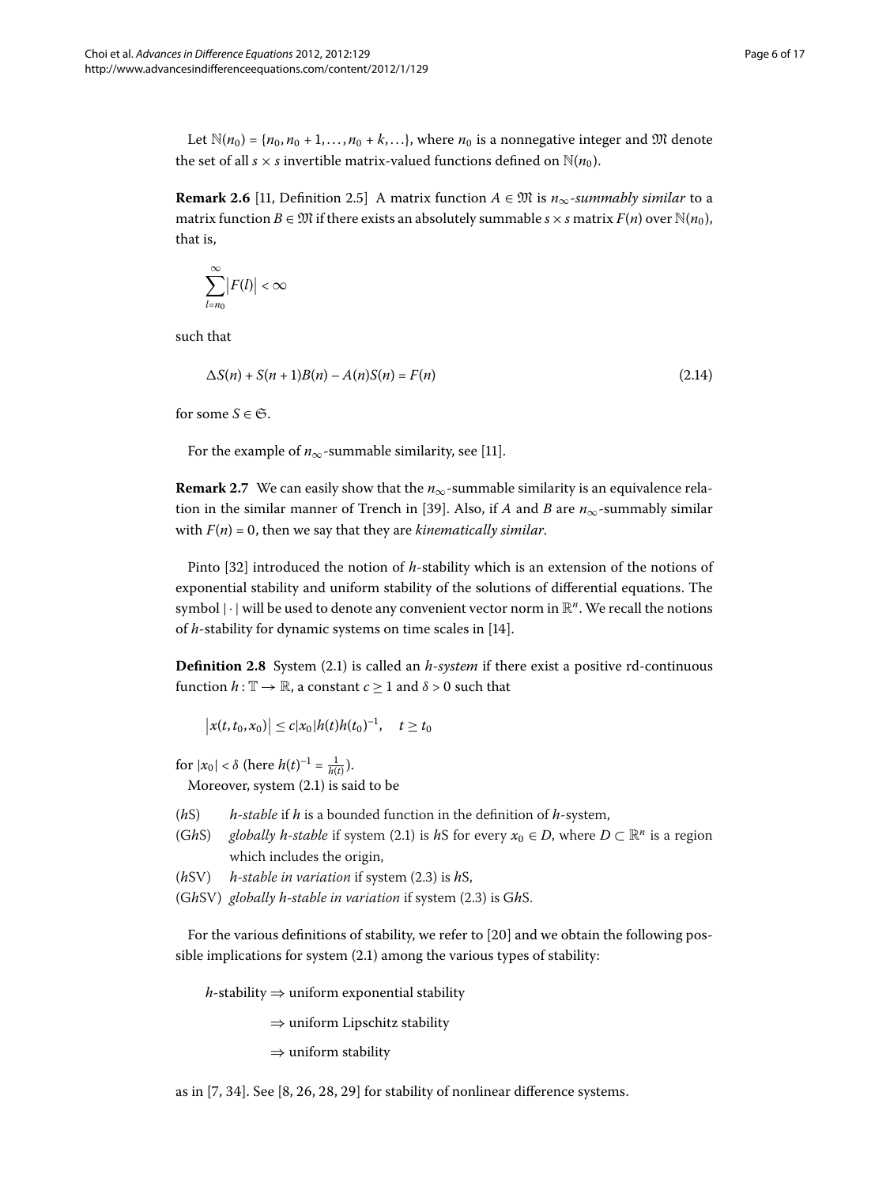Let $\mathbb{N}(n_0) = \{n_0, n_0 + 1, \ldots, n_0 + k, \ldots\}$, where $n_0$ is a nonnegative integer and $\mathfrak{M}$ denote the set of all $s \times s$ invertible matrix-valued functions defined on $\mathbb{N}(n_0)$.

**Remark 2.6** [11, Definition 2.5] A matrix function $A \in \mathfrak{M}$ is $n_\infty$-*summably similar* to a matrix function $B \in \mathfrak{M}$ if there exists an absolutely summable $s \times s$ matrix $F(n)$ over $\mathbb{N}(n_0)$, that is,

$$\sum_{l=n_0}^{\infty} |F(l)| < \infty$$

such that

$$\Delta S(n) + S(n+1)B(n) - A(n)S(n) = F(n) \tag{2.14}$$

for some $S \in \mathfrak{S}$.

For the example of $n_\infty$-summable similarity, see [11].

**Remark 2.7** We can easily show that the $n_\infty$-summable similarity is an equivalence relation in the similar manner of Trench in [39]. Also, if $A$ and $B$ are $n_\infty$-summably similar with $F(n) = 0$, then we say that they are *kinematically similar*.

Pinto [32] introduced the notion of $h$-stability which is an extension of the notions of exponential stability and uniform stability of the solutions of differential equations. The symbol $|\cdot|$ will be used to denote any convenient vector norm in $\mathbb{R}^n$. We recall the notions of $h$-stability for dynamic systems on time scales in [14].

**Definition 2.8** System (2.1) is called an *h-system* if there exist a positive rd-continuous function $h : \mathbb{T} \to \mathbb{R}$, a constant $c \geq 1$ and $\delta > 0$ such that

$$|x(t, t_0, x_0)| \leq c|x_0|h(t)h(t_0)^{-1}, \quad t \geq t_0$$

for $|x_0| < \delta$ (here $h(t)^{-1} = \frac{1}{h(t)}$).

Moreover, system (2.1) is said to be

- ($h$S) *h-stable* if $h$ is a bounded function in the definition of $h$-system,
- (G$h$S) *globally h-stable* if system (2.1) is $h$S for every $x_0 \in D$, where $D \subset \mathbb{R}^n$ is a region which includes the origin,
- ($h$SV) *h-stable in variation* if system (2.3) is $h$S,
- (G$h$SV) *globally h-stable in variation* if system (2.3) is G$h$S.

For the various definitions of stability, we refer to [20] and we obtain the following possible implications for system (2.1) among the various types of stability:

$$\begin{aligned} h\text{-stability} &\Rightarrow \text{uniform exponential stability} \\ &\Rightarrow \text{uniform Lipschitz stability} \\ &\Rightarrow \text{uniform stability} \end{aligned}$$

as in [7, 34]. See [8, 26, 28, 29] for stability of nonlinear difference systems.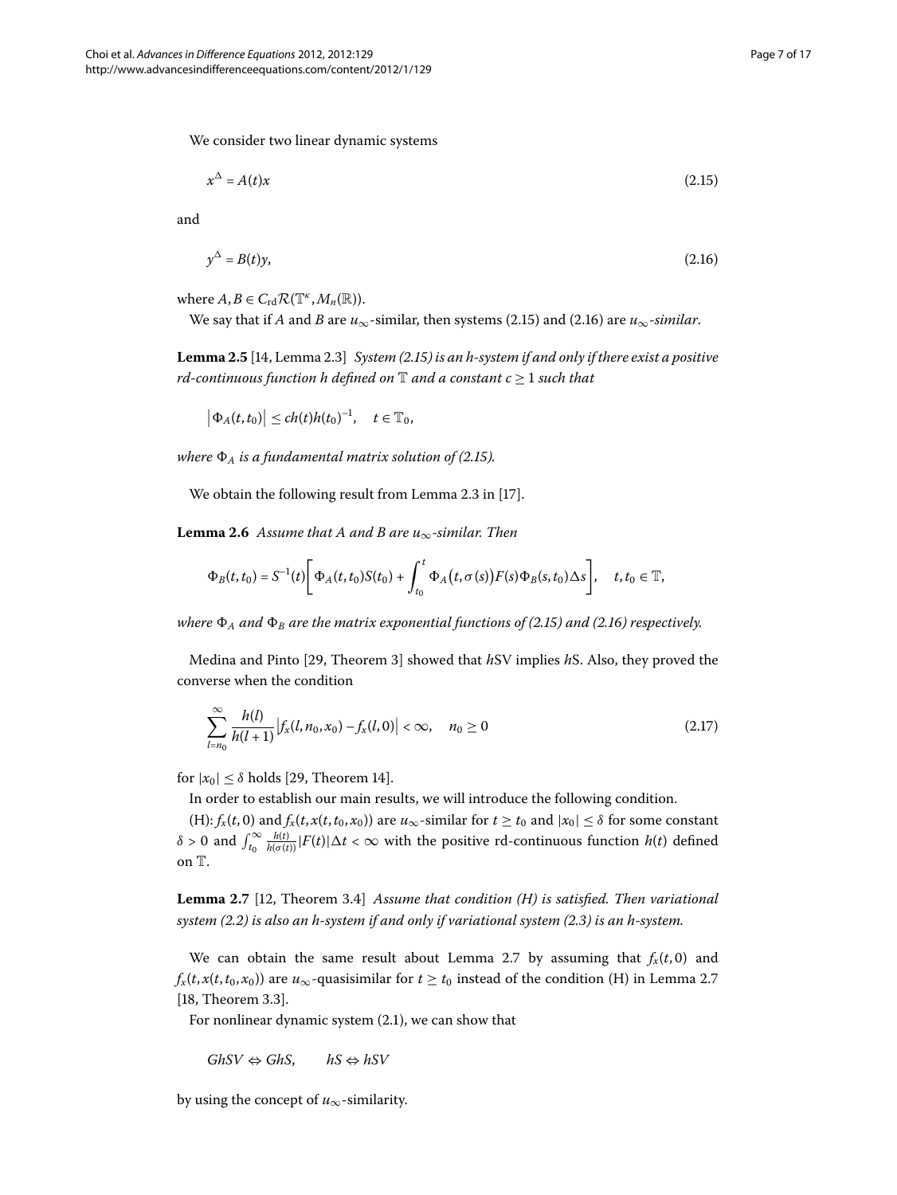We consider two linear dynamic systems

$$x^{\Delta} = A(t)x \tag{2.15}$$

and

$$y^{\Delta} = B(t)y, \tag{2.16}$$

where $A, B \in C_{\mathrm{rd}}\mathcal{R}(\mathbb{T}^{\kappa}, M_n(\mathbb{R}))$.

We say that if $A$ and $B$ are $u_{\infty}$-similar, then systems (2.15) and (2.16) are *$u_{\infty}$-similar*.

**Lemma 2.5** [14, Lemma 2.3] *System (2.15) is an h-system if and only if there exist a positive rd-continuous function h defined on $\mathbb{T}$ and a constant $c \geq 1$ such that*

$$\left|\Phi_A(t, t_0)\right| \leq c h(t) h(t_0)^{-1}, \quad t \in \mathbb{T}_0,$$

*where $\Phi_A$ is a fundamental matrix solution of (2.15).*

We obtain the following result from Lemma 2.3 in [17].

**Lemma 2.6** *Assume that A and B are $u_{\infty}$-similar. Then*

$$\Phi_B(t, t_0) = S^{-1}(t)\left[\Phi_A(t, t_0)S(t_0) + \int_{t_0}^{t} \Phi_A\big(t, \sigma(s)\big)F(s)\Phi_B(s, t_0)\Delta s\right], \quad t, t_0 \in \mathbb{T},$$

*where $\Phi_A$ and $\Phi_B$ are the matrix exponential functions of (2.15) and (2.16) respectively.*

Medina and Pinto [29, Theorem 3] showed that $h$SV implies $h$S. Also, they proved the converse when the condition

$$\sum_{l=n_0}^{\infty} \frac{h(l)}{h(l+1)}\left|f_x(l, n_0, x_0) - f_x(l, 0)\right| < \infty, \quad n_0 \geq 0 \tag{2.17}$$

for $|x_0| \leq \delta$ holds [29, Theorem 14].

In order to establish our main results, we will introduce the following condition.

(H): $f_x(t, 0)$ and $f_x(t, x(t, t_0, x_0))$ are $u_{\infty}$-similar for $t \geq t_0$ and $|x_0| \leq \delta$ for some constant $\delta > 0$ and $\int_{t_0}^{\infty} \frac{h(t)}{h(\sigma(t))}|F(t)|\Delta t < \infty$ with the positive rd-continuous function $h(t)$ defined on $\mathbb{T}$.

**Lemma 2.7** [12, Theorem 3.4] *Assume that condition (H) is satisfied. Then variational system (2.2) is also an h-system if and only if variational system (2.3) is an h-system.*

We can obtain the same result about Lemma 2.7 by assuming that $f_x(t, 0)$ and $f_x(t, x(t, t_0, x_0))$ are $u_{\infty}$-quasisimilar for $t \geq t_0$ instead of the condition (H) in Lemma 2.7 [18, Theorem 3.3].

For nonlinear dynamic system (2.1), we can show that

$$GhSV \Leftrightarrow GhS, \qquad hS \Leftrightarrow hSV$$

by using the concept of $u_{\infty}$-similarity.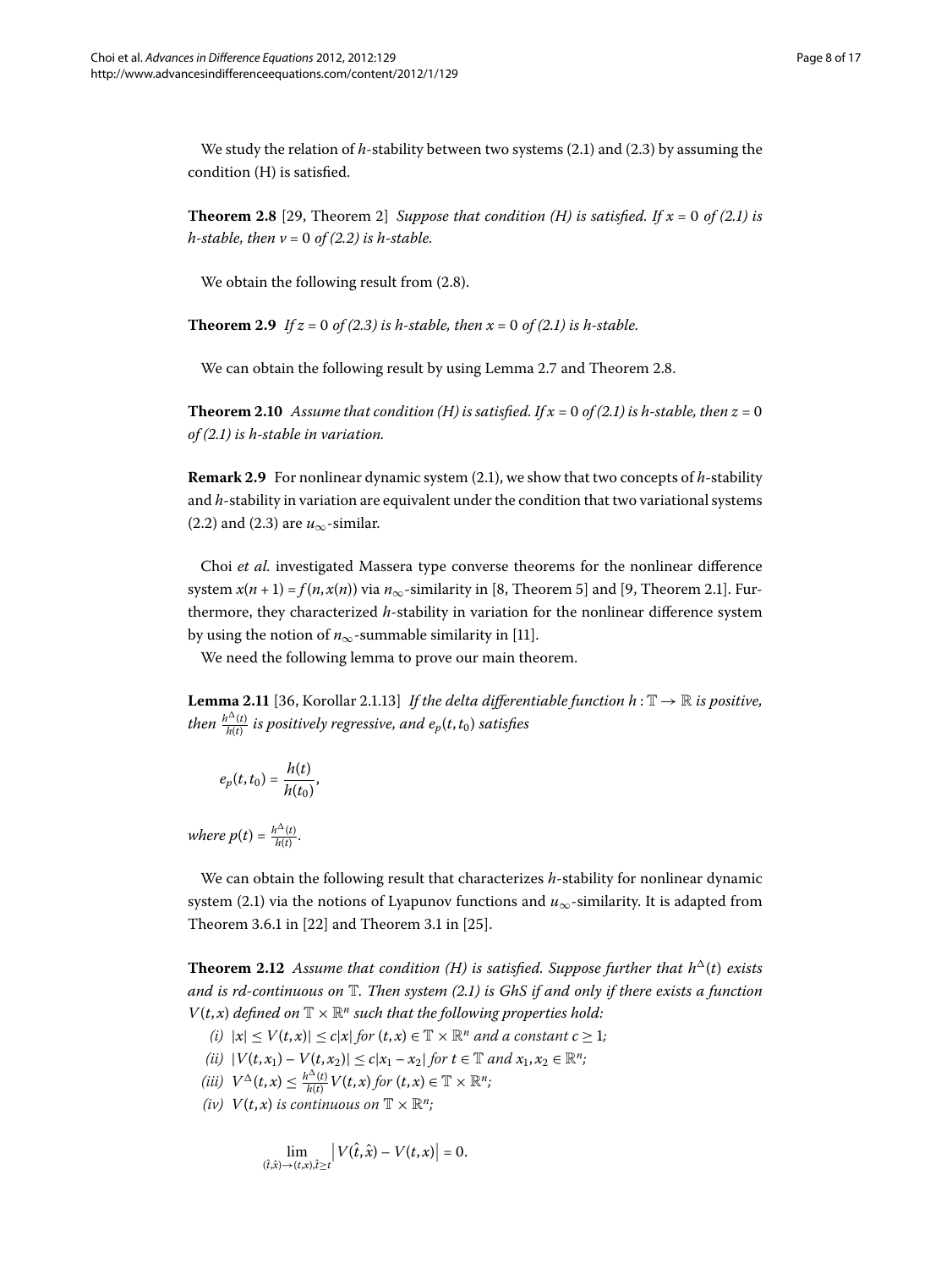We study the relation of $h$-stability between two systems (2.1) and (2.3) by assuming the condition (H) is satisfied.

**Theorem 2.8** [29, Theorem 2] *Suppose that condition (H) is satisfied. If $x = 0$ of (2.1) is $h$-stable, then $v = 0$ of (2.2) is $h$-stable.*

We obtain the following result from (2.8).

**Theorem 2.9** *If $z = 0$ of (2.3) is $h$-stable, then $x = 0$ of (2.1) is $h$-stable.*

We can obtain the following result by using Lemma 2.7 and Theorem 2.8.

**Theorem 2.10** *Assume that condition (H) is satisfied. If $x = 0$ of (2.1) is $h$-stable, then $z = 0$ of (2.1) is $h$-stable in variation.*

**Remark 2.9** For nonlinear dynamic system (2.1), we show that two concepts of $h$-stability and $h$-stability in variation are equivalent under the condition that two variational systems (2.2) and (2.3) are $u_\infty$-similar.

Choi *et al.* investigated Massera type converse theorems for the nonlinear difference system $x(n+1) = f(n, x(n))$ via $n_\infty$-similarity in [8, Theorem 5] and [9, Theorem 2.1]. Furthermore, they characterized $h$-stability in variation for the nonlinear difference system by using the notion of $n_\infty$-summable similarity in [11].

We need the following lemma to prove our main theorem.

**Lemma 2.11** [36, Korollar 2.1.13] *If the delta differentiable function $h : \mathbb{T} \to \mathbb{R}$ is positive, then $\frac{h^\Delta(t)}{h(t)}$ is positively regressive, and $e_p(t, t_0)$ satisfies*

$$e_p(t, t_0) = \frac{h(t)}{h(t_0)},$$

*where $p(t) = \frac{h^\Delta(t)}{h(t)}$.*

We can obtain the following result that characterizes $h$-stability for nonlinear dynamic system (2.1) via the notions of Lyapunov functions and $u_\infty$-similarity. It is adapted from Theorem 3.6.1 in [22] and Theorem 3.1 in [25].

**Theorem 2.12** *Assume that condition (H) is satisfied. Suppose further that $h^\Delta(t)$ exists and is rd-continuous on $\mathbb{T}$. Then system (2.1) is GhS if and only if there exists a function $V(t, x)$ defined on $\mathbb{T} \times \mathbb{R}^n$ such that the following properties hold:*

*(i)* $|x| \le V(t, x)| \le c|x|$ *for* $(t, x) \in \mathbb{T} \times \mathbb{R}^n$ *and a constant* $c \ge 1$;

*(ii)* $|V(t, x_1) - V(t, x_2)| \le c|x_1 - x_2|$ *for* $t \in \mathbb{T}$ *and* $x_1, x_2 \in \mathbb{R}^n$;

*(iii)* $V^\Delta(t, x) \le \frac{h^\Delta(t)}{h(t)} V(t, x)$ *for* $(t, x) \in \mathbb{T} \times \mathbb{R}^n$;

*(iv)* $V(t, x)$ *is continuous on* $\mathbb{T} \times \mathbb{R}^n$;

$$\lim_{(\hat{t},\hat{x}) \to (t,x), \hat{t} \ge t} \left| V(\hat{t}, \hat{x}) - V(t, x) \right| = 0.$$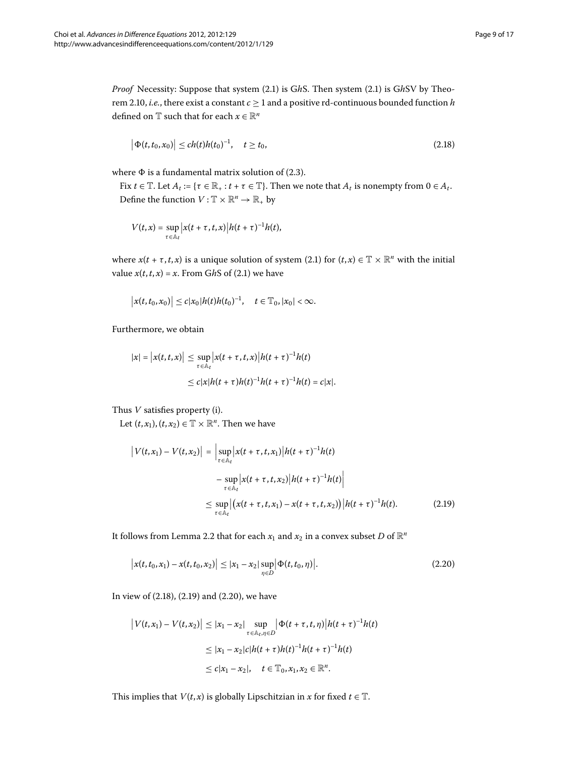*Proof* Necessity: Suppose that system (2.1) is G$h$S. Then system (2.1) is G$h$SV by Theorem 2.10, *i.e.*, there exist a constant $c \geq 1$ and a positive rd-continuous bounded function $h$ defined on $\mathbb{T}$ such that for each $x \in \mathbb{R}^n$

$$\left|\Phi(t,t_0,x_0)\right| \leq ch(t)h(t_0)^{-1}, \quad t \geq t_0, \tag{2.18}$$

where $\Phi$ is a fundamental matrix solution of (2.3).

Fix $t \in \mathbb{T}$. Let $A_t := \{\tau \in \mathbb{R}_+ : t+\tau \in \mathbb{T}\}$. Then we note that $A_t$ is nonempty from $0 \in A_t$. Define the function $V : \mathbb{T} \times \mathbb{R}^n \to \mathbb{R}_+$ by

$$V(t,x) = \sup_{\tau \in \mathbb{A}_t} \left|x(t+\tau,t,x)\right| h(t+\tau)^{-1}h(t),$$

where $x(t+\tau,t,x)$ is a unique solution of system (2.1) for $(t,x) \in \mathbb{T} \times \mathbb{R}^n$ with the initial value $x(t,t,x) = x$. From G$h$S of (2.1) we have

$$\left|x(t,t_0,x_0)\right| \leq c|x_0|h(t)h(t_0)^{-1}, \quad t \in \mathbb{T}_0, |x_0| < \infty.$$

Furthermore, we obtain

$$\begin{aligned}
|x| = \left|x(t,t,x)\right| &\leq \sup_{\tau \in \mathbb{A}_t} \left|x(t+\tau,t,x)\right| h(t+\tau)^{-1}h(t) \\
&\leq c|x|h(t+\tau)h(t)^{-1}h(t+\tau)^{-1}h(t) = c|x|.
\end{aligned}$$

Thus $V$ satisfies property (i).

Let $(t,x_1),(t,x_2) \in \mathbb{T} \times \mathbb{R}^n$. Then we have

$$\begin{aligned}
\left|V(t,x_1) - V(t,x_2)\right| &= \Big|\sup_{\tau \in \mathbb{A}_t} \left|x(t+\tau,t,x_1)\right| h(t+\tau)^{-1}h(t) \\
&\quad - \sup_{\tau \in \mathbb{A}_t} \left|x(t+\tau,t,x_2)\right| h(t+\tau)^{-1}h(t)\Big| \\
&\leq \sup_{\tau \in \mathbb{A}_t} \left|\left(x(t+\tau,t,x_1) - x(t+\tau,t,x_2)\right)\right| h(t+\tau)^{-1}h(t).
\end{aligned} \tag{2.19}$$

It follows from Lemma 2.2 that for each $x_1$ and $x_2$ in a convex subset $D$ of $\mathbb{R}^n$

$$\left|x(t,t_0,x_1) - x(t,t_0,x_2)\right| \leq |x_1 - x_2| \sup_{\eta \in D} \left|\Phi(t,t_0,\eta)\right|. \tag{2.20}$$

In view of (2.18), (2.19) and (2.20), we have

$$\begin{aligned}
\left|V(t,x_1) - V(t,x_2)\right| &\leq |x_1 - x_2| \sup_{\tau \in \mathbb{A}_t, \eta \in D} \left|\Phi(t+\tau,t,\eta)\right| h(t+\tau)^{-1}h(t) \\
&\leq |x_1 - x_2| c|h(t+\tau)h(t)^{-1}h(t+\tau)^{-1}h(t) \\
&\leq c|x_1 - x_2|, \quad t \in \mathbb{T}_0, x_1, x_2 \in \mathbb{R}^n.
\end{aligned}$$

This implies that $V(t,x)$ is globally Lipschitzian in $x$ for fixed $t \in \mathbb{T}$.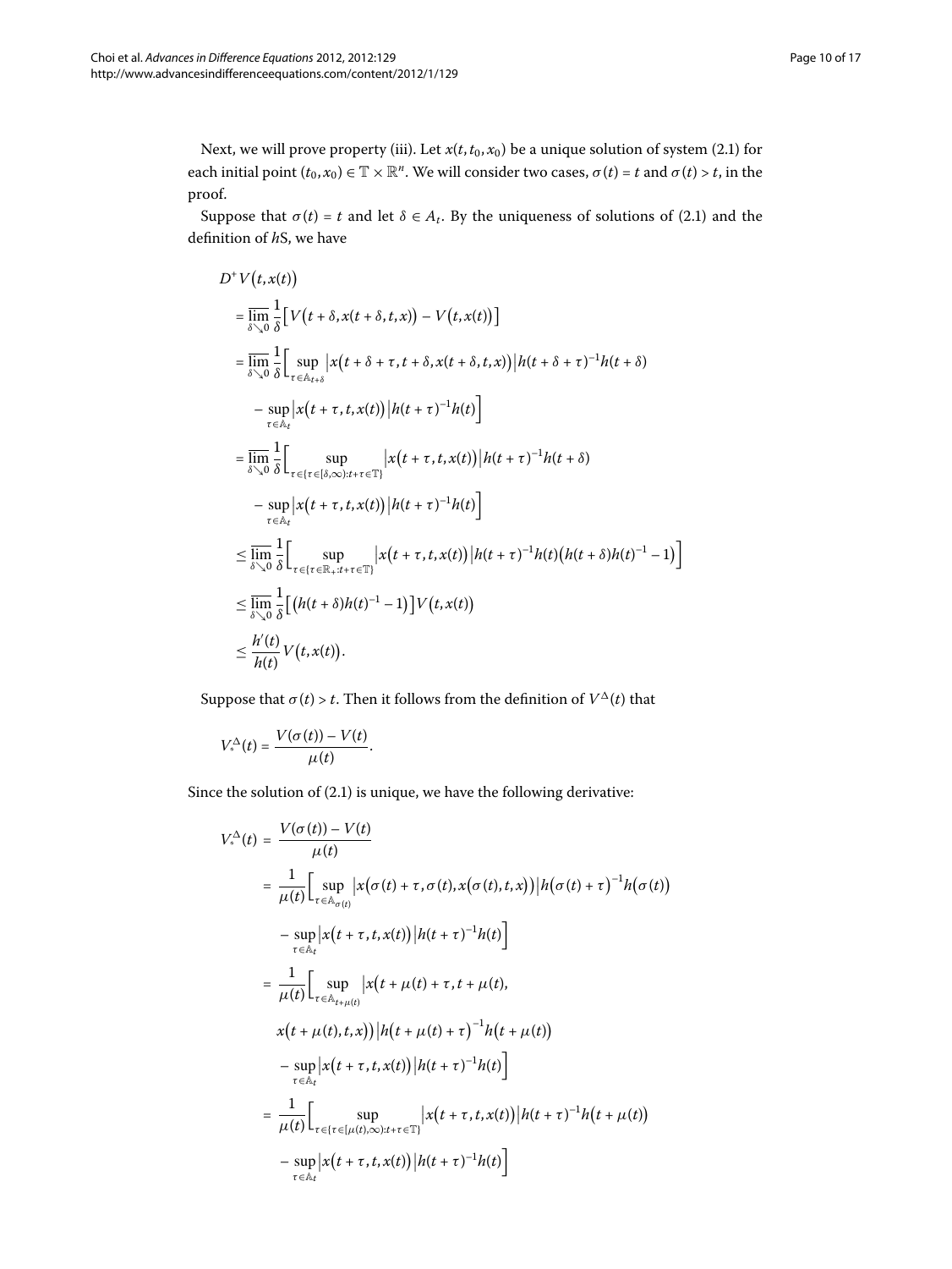Next, we will prove property (iii). Let $x(t, t_0, x_0)$ be a unique solution of system (2.1) for each initial point $(t_0, x_0) \in \mathbb{T} \times \mathbb{R}^n$. We will consider two cases, $\sigma(t) = t$ and $\sigma(t) > t$, in the proof.

Suppose that $\sigma(t) = t$ and let $\delta \in A_t$. By the uniqueness of solutions of (2.1) and the definition of $h$S, we have

$$
\begin{aligned}
&D^+ V\bigl(t, x(t)\bigr) \\
&= \overline{\lim_{\delta \searrow 0}} \frac{1}{\delta}\Bigl[ V\bigl(t+\delta, x(t+\delta, t, x)\bigr) - V\bigl(t, x(t)\bigr) \Bigr] \\
&= \overline{\lim_{\delta \searrow 0}} \frac{1}{\delta}\Bigl[ \sup_{\tau \in \mathbb{A}_{t+\delta}} \bigl| x\bigl(t+\delta+\tau, t+\delta, x(t+\delta, t, x)\bigr) \bigr| h(t+\delta+\tau)^{-1} h(t+\delta) \\
&\quad - \sup_{\tau \in \mathbb{A}_t} \bigl| x\bigl(t+\tau, t, x(t)\bigr) \bigr| h(t+\tau)^{-1} h(t) \Bigr] \\
&= \overline{\lim_{\delta \searrow 0}} \frac{1}{\delta}\Bigl[ \sup_{\tau \in \{\tau \in [\delta, \infty): t+\tau \in \mathbb{T}\}} \bigl| x\bigl(t+\tau, t, x(t)\bigr) \bigr| h(t+\tau)^{-1} h(t+\delta) \\
&\quad - \sup_{\tau \in \mathbb{A}_t} \bigl| x\bigl(t+\tau, t, x(t)\bigr) \bigr| h(t+\tau)^{-1} h(t) \Bigr] \\
&\le \overline{\lim_{\delta \searrow 0}} \frac{1}{\delta}\Bigl[ \sup_{\tau \in \{\tau \in \mathbb{R}_+: t+\tau \in \mathbb{T}\}} \bigl| x\bigl(t+\tau, t, x(t)\bigr) \bigr| h(t+\tau)^{-1} h(t) \bigl( h(t+\delta) h(t)^{-1} - 1 \bigr) \Bigr] \\
&\le \overline{\lim_{\delta \searrow 0}} \frac{1}{\delta}\Bigl[ \bigl( h(t+\delta) h(t)^{-1} - 1 \bigr) \Bigr] V\bigl(t, x(t)\bigr) \\
&\le \frac{h'(t)}{h(t)} V\bigl(t, x(t)\bigr).
\end{aligned}
$$

Suppose that $\sigma(t) > t$. Then it follows from the definition of $V^{\Delta}(t)$ that

$$
V_*^{\Delta}(t) = \frac{V(\sigma(t)) - V(t)}{\mu(t)}.
$$

Since the solution of (2.1) is unique, we have the following derivative:

$$
\begin{aligned}
V_*^{\Delta}(t) &= \frac{V(\sigma(t)) - V(t)}{\mu(t)} \\
&= \frac{1}{\mu(t)}\Bigl[ \sup_{\tau \in \mathbb{A}_{\sigma(t)}} \bigl| x\bigl(\sigma(t)+\tau, \sigma(t), x\bigl(\sigma(t), t, x\bigr)\bigr) \bigr| h\bigl(\sigma(t)+\tau\bigr)^{-1} h\bigl(\sigma(t)\bigr) \\
&\quad - \sup_{\tau \in \mathbb{A}_t} \bigl| x\bigl(t+\tau, t, x(t)\bigr) \bigr| h(t+\tau)^{-1} h(t) \Bigr] \\
&= \frac{1}{\mu(t)}\Bigl[ \sup_{\tau \in \mathbb{A}_{t+\mu(t)}} \bigl| x\bigl(t+\mu(t)+\tau, t+\mu(t), \\
&\quad x\bigl(t+\mu(t), t, x\bigr)\bigr) \bigr| h\bigl(t+\mu(t)+\tau\bigr)^{-1} h\bigl(t+\mu(t)\bigr) \\
&\quad - \sup_{\tau \in \mathbb{A}_t} \bigl| x\bigl(t+\tau, t, x(t)\bigr) \bigr| h(t+\tau)^{-1} h(t) \Bigr] \\
&= \frac{1}{\mu(t)}\Bigl[ \sup_{\tau \in \{\tau \in [\mu(t), \infty): t+\tau \in \mathbb{T}\}} \bigl| x\bigl(t+\tau, t, x(t)\bigr) \bigr| h(t+\tau)^{-1} h\bigl(t+\mu(t)\bigr) \\
&\quad - \sup_{\tau \in \mathbb{A}_t} \bigl| x\bigl(t+\tau, t, x(t)\bigr) \bigr| h(t+\tau)^{-1} h(t) \Bigr]
\end{aligned}
$$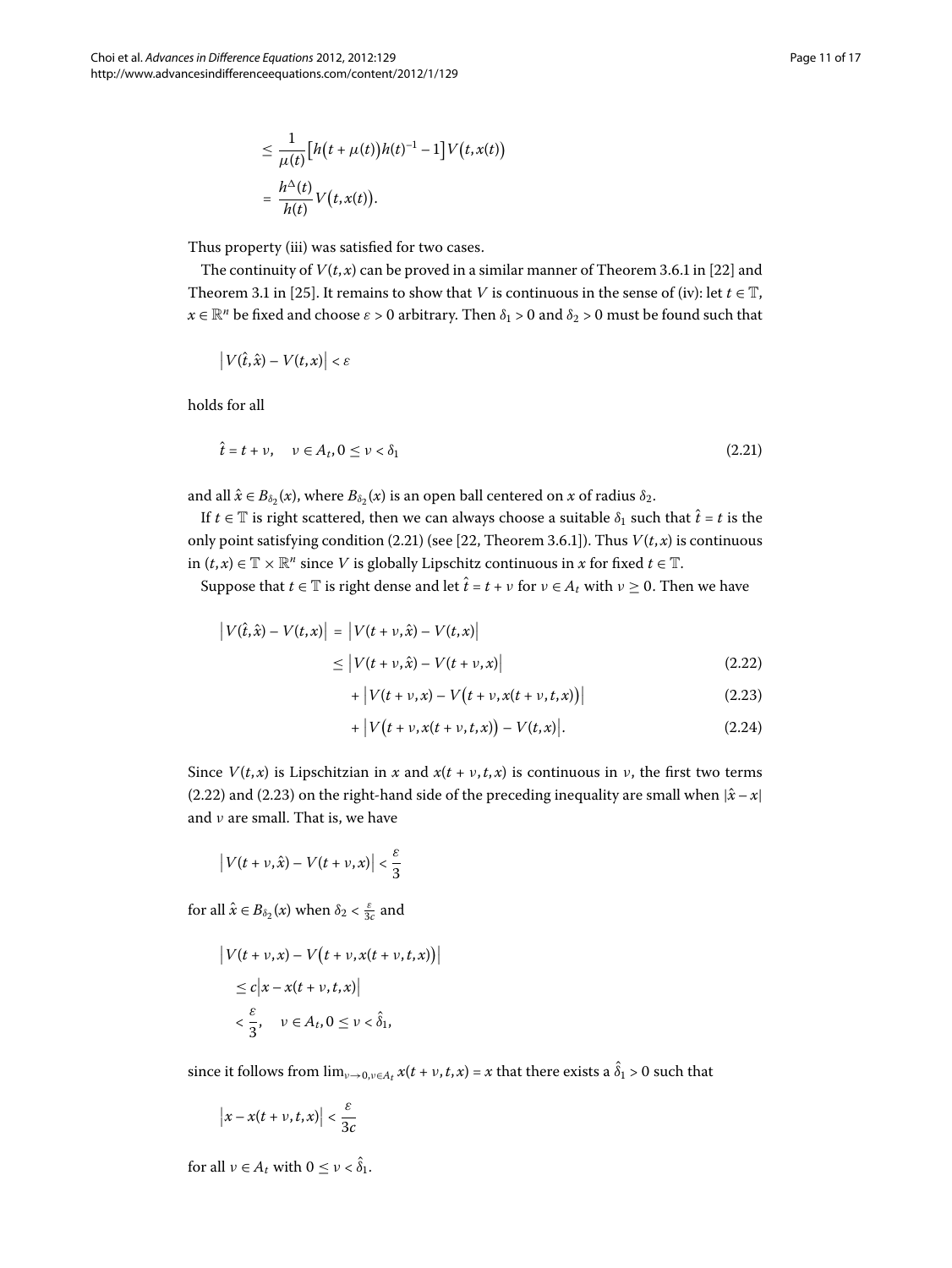$$
\begin{aligned}
&\leq \frac{1}{\mu(t)}\big[h\big(t+\mu(t)\big)h(t)^{-1}-1\big]V\big(t,x(t)\big) \\
&= \frac{h^{\Delta}(t)}{h(t)}V\big(t,x(t)\big).
\end{aligned}
$$

Thus property (iii) was satisfied for two cases.

The continuity of $V(t,x)$ can be proved in a similar manner of Theorem 3.6.1 in [22] and Theorem 3.1 in [25]. It remains to show that $V$ is continuous in the sense of (iv): let $t \in \mathbb{T}$, $x \in \mathbb{R}^n$ be fixed and choose $\varepsilon > 0$ arbitrary. Then $\delta_1 > 0$ and $\delta_2 > 0$ must be found such that

$$
\big|V(\hat{t},\hat{x}) - V(t,x)\big| < \varepsilon
$$

holds for all

$$
\hat{t} = t + \nu, \quad \nu \in A_t, 0 \leq \nu < \delta_1 \tag{2.21}
$$

and all $\hat{x} \in B_{\delta_2}(x)$, where $B_{\delta_2}(x)$ is an open ball centered on $x$ of radius $\delta_2$.

If $t \in \mathbb{T}$ is right scattered, then we can always choose a suitable $\delta_1$ such that $\hat{t} = t$ is the only point satisfying condition (2.21) (see [22, Theorem 3.6.1]). Thus $V(t,x)$ is continuous in $(t,x) \in \mathbb{T} \times \mathbb{R}^n$ since $V$ is globally Lipschitz continuous in $x$ for fixed $t \in \mathbb{T}$.

Suppose that $t \in \mathbb{T}$ is right dense and let $\hat{t} = t + \nu$ for $\nu \in A_t$ with $\nu \geq 0$. Then we have

$$
\begin{aligned}
\big|V(\hat{t},\hat{x}) - V(t,x)\big| &= \big|V(t+\nu,\hat{x}) - V(t,x)\big| \\
&\leq \big|V(t+\nu,\hat{x}) - V(t+\nu,x)\big| && (2.22)\\
&\quad + \big|V(t+\nu,x) - V\big(t+\nu,x(t+\nu,t,x)\big)\big| && (2.23)\\
&\quad + \big|V\big(t+\nu,x(t+\nu,t,x)\big) - V(t,x)\big|. && (2.24)
\end{aligned}
$$

Since $V(t,x)$ is Lipschitzian in $x$ and $x(t+\nu,t,x)$ is continuous in $\nu$, the first two terms (2.22) and (2.23) on the right-hand side of the preceding inequality are small when $|\hat{x}-x|$ and $\nu$ are small. That is, we have

$$
\big|V(t+\nu,\hat{x}) - V(t+\nu,x)\big| < \frac{\varepsilon}{3}
$$

for all $\hat{x} \in B_{\delta_2}(x)$ when $\delta_2 < \frac{\varepsilon}{3c}$ and

$$
\begin{aligned}
&\big|V(t+\nu,x) - V\big(t+\nu,x(t+\nu,t,x)\big)\big| \\
&\quad \leq c\big|x - x(t+\nu,t,x)\big| \\
&\quad < \frac{\varepsilon}{3}, \quad \nu \in A_t, 0 \leq \nu < \hat{\delta}_1,
\end{aligned}
$$

since it follows from $\lim_{\nu\to 0,\nu\in A_t} x(t+\nu,t,x) = x$ that there exists a $\hat{\delta}_1 > 0$ such that

$$
\big|x - x(t+\nu,t,x)\big| < \frac{\varepsilon}{3c}
$$

for all $\nu \in A_t$ with $0 \leq \nu < \hat{\delta}_1$.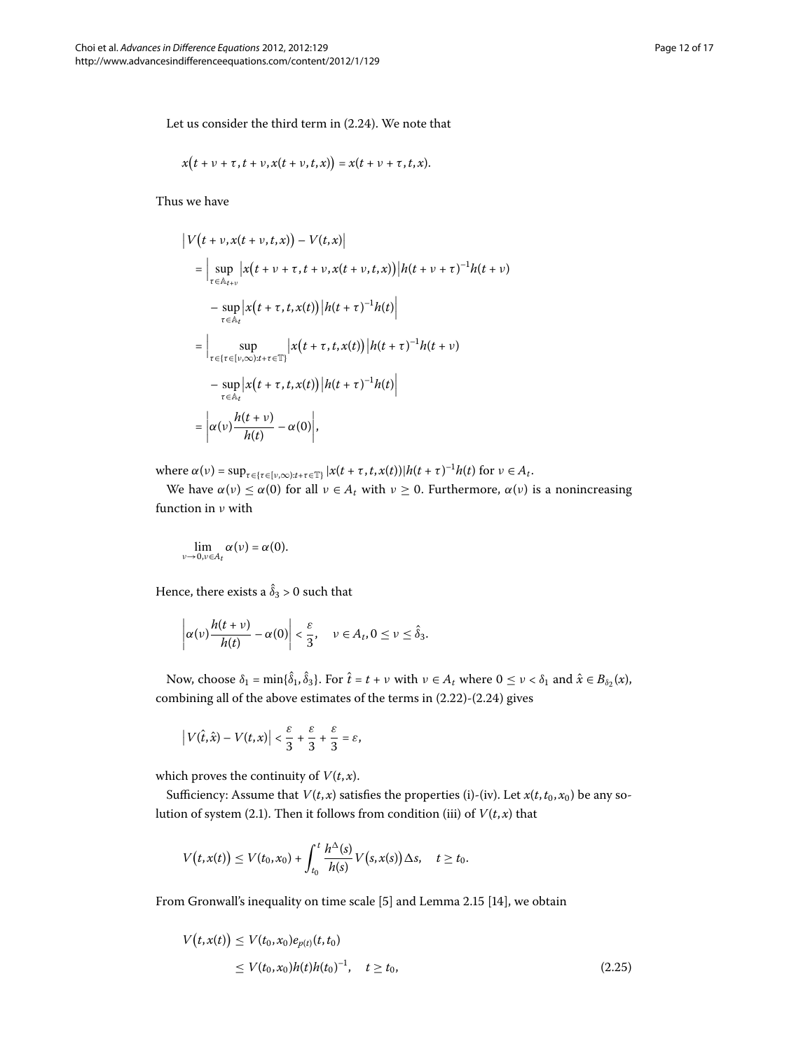Let us consider the third term in (2.24). We note that

$$x\big(t+\nu+\tau, t+\nu, x(t+\nu,t,x)\big) = x(t+\nu+\tau,t,x).$$

Thus we have

$$\begin{aligned}
&\big|V\big(t+\nu, x(t+\nu,t,x)\big) - V(t,x)\big| \\
&= \Big|\sup_{\tau\in\mathbb{A}_{t+\nu}} \big|x\big(t+\nu+\tau, t+\nu, x(t+\nu,t,x)\big)\big| h(t+\nu+\tau)^{-1}h(t+\nu) \\
&\quad - \sup_{\tau\in\mathbb{A}_t} \big|x\big(t+\tau,t,x(t)\big)\big| h(t+\tau)^{-1}h(t)\Big| \\
&= \Big|\sup_{\tau\in\{\tau\in[\nu,\infty):t+\tau\in\mathbb{T}\}} \big|x\big(t+\tau,t,x(t)\big)\big| h(t+\tau)^{-1}h(t+\nu) \\
&\quad - \sup_{\tau\in\mathbb{A}_t} \big|x\big(t+\tau,t,x(t)\big)\big| h(t+\tau)^{-1}h(t)\Big| \\
&= \left|\alpha(\nu)\frac{h(t+\nu)}{h(t)} - \alpha(0)\right|,
\end{aligned}$$

where $\alpha(\nu) = \sup_{\tau\in\{\tau\in[\nu,\infty):t+\tau\in\mathbb{T}\}} |x(t+\tau,t,x(t))|h(t+\tau)^{-1}h(t)$ for $\nu \in A_t$.

We have $\alpha(\nu) \le \alpha(0)$ for all $\nu \in A_t$ with $\nu \ge 0$. Furthermore, $\alpha(\nu)$ is a nonincreasing function in $\nu$ with

$$\lim_{\nu\to 0,\nu\in A_t} \alpha(\nu) = \alpha(0).$$

Hence, there exists a $\hat{\delta}_3 > 0$ such that

$$\left|\alpha(\nu)\frac{h(t+\nu)}{h(t)} - \alpha(0)\right| < \frac{\varepsilon}{3}, \quad \nu \in A_t, 0 \le \nu \le \hat{\delta}_3.$$

Now, choose $\delta_1 = \min\{\hat{\delta}_1, \hat{\delta}_3\}$. For $\hat{t} = t+\nu$ with $\nu \in A_t$ where $0 \le \nu < \delta_1$ and $\hat{x} \in B_{\delta_2}(x)$, combining all of the above estimates of the terms in (2.22)-(2.24) gives

$$\big|V(\hat{t},\hat{x}) - V(t,x)\big| < \frac{\varepsilon}{3} + \frac{\varepsilon}{3} + \frac{\varepsilon}{3} = \varepsilon,$$

which proves the continuity of $V(t,x)$.

Sufficiency: Assume that $V(t,x)$ satisfies the properties (i)-(iv). Let $x(t,t_0,x_0)$ be any solution of system (2.1). Then it follows from condition (iii) of $V(t,x)$ that

$$V\big(t,x(t)\big) \le V(t_0,x_0) + \int_{t_0}^{t} \frac{h^{\Delta}(s)}{h(s)} V\big(s,x(s)\big)\Delta s, \quad t \ge t_0.$$

From Gronwall's inequality on time scale [5] and Lemma 2.15 [14], we obtain

$$\begin{aligned}
V\big(t,x(t)\big) &\le V(t_0,x_0)e_{p(t)}(t,t_0) \\
&\le V(t_0,x_0)h(t)h(t_0)^{-1}, \quad t \ge t_0,
\end{aligned} \tag{2.25}$$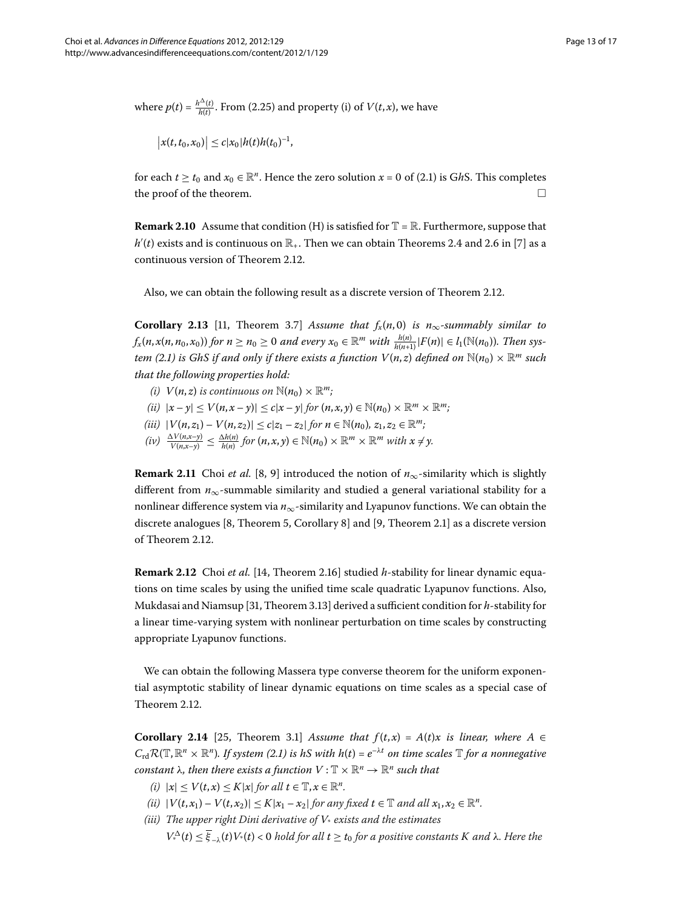where $p(t) = \frac{h^{\Delta}(t)}{h(t)}$. From (2.25) and property (i) of $V(t,x)$, we have

$$\left|x(t,t_0,x_0)\right| \leq c|x_0|h(t)h(t_0)^{-1},$$

for each $t \geq t_0$ and $x_0 \in \mathbb{R}^n$. Hence the zero solution $x = 0$ of (2.1) is G*h*S. This completes the proof of the theorem. □

**Remark 2.10** Assume that condition (H) is satisfied for $\mathbb{T} = \mathbb{R}$. Furthermore, suppose that $h'(t)$ exists and is continuous on $\mathbb{R}_+$. Then we can obtain Theorems 2.4 and 2.6 in [7] as a continuous version of Theorem 2.12.

Also, we can obtain the following result as a discrete version of Theorem 2.12.

**Corollary 2.13** [11, Theorem 3.7] *Assume that $f_x(n,0)$ is $n_\infty$-summably similar to $f_x(n,x(n,n_0,x_0))$ for $n \geq n_0 \geq 0$ and every $x_0 \in \mathbb{R}^m$ with $\frac{h(n)}{h(n+1)}|F(n)| \in l_1(\mathbb{N}(n_0))$. Then system (2.1) is GhS if and only if there exists a function $V(n,z)$ defined on $\mathbb{N}(n_0) \times \mathbb{R}^m$ such that the following properties hold:*

- *(i) $V(n,z)$ is continuous on $\mathbb{N}(n_0) \times \mathbb{R}^m$;*
- *(ii) $|x-y| \leq V(n,x-y)| \leq c|x-y|$ for $(n,x,y) \in \mathbb{N}(n_0) \times \mathbb{R}^m \times \mathbb{R}^m$;*
- *(iii) $|V(n,z_1) - V(n,z_2)| \leq c|z_1 - z_2|$ for $n \in \mathbb{N}(n_0)$, $z_1, z_2 \in \mathbb{R}^m$;*
- *(iv) $\frac{\Delta V(n,x-y)}{V(n,x-y)} \leq \frac{\Delta h(n)}{h(n)}$ for $(n,x,y) \in \mathbb{N}(n_0) \times \mathbb{R}^m \times \mathbb{R}^m$ with $x \neq y$.*

**Remark 2.11** Choi *et al.* [8, 9] introduced the notion of $n_\infty$-similarity which is slightly different from $n_\infty$-summable similarity and studied a general variational stability for a nonlinear difference system via $n_\infty$-similarity and Lyapunov functions. We can obtain the discrete analogues [8, Theorem 5, Corollary 8] and [9, Theorem 2.1] as a discrete version of Theorem 2.12.

**Remark 2.12** Choi *et al.* [14, Theorem 2.16] studied *h*-stability for linear dynamic equations on time scales by using the unified time scale quadratic Lyapunov functions. Also, Mukdasai and Niamsup [31, Theorem 3.13] derived a sufficient condition for *h*-stability for a linear time-varying system with nonlinear perturbation on time scales by constructing appropriate Lyapunov functions.

We can obtain the following Massera type converse theorem for the uniform exponential asymptotic stability of linear dynamic equations on time scales as a special case of Theorem 2.12.

**Corollary 2.14** [25, Theorem 3.1] *Assume that $f(t,x) = A(t)x$ is linear, where $A \in C_{\mathrm{rd}}\mathcal{R}(\mathbb{T}, \mathbb{R}^n \times \mathbb{R}^n)$. If system (2.1) is hS with $h(t) = e^{-\lambda t}$ on time scales $\mathbb{T}$ for a nonnegative constant $\lambda$, then there exists a function $V : \mathbb{T} \times \mathbb{R}^n \to \mathbb{R}^n$ such that*

- *(i) $|x| \leq V(t,x) \leq K|x|$ for all $t \in \mathbb{T}, x \in \mathbb{R}^n$.*
- *(ii) $|V(t,x_1) - V(t,x_2)| \leq K|x_1 - x_2|$ for any fixed $t \in \mathbb{T}$ and all $x_1, x_2 \in \mathbb{R}^n$.*
- *(iii) The upper right Dini derivative of $V_*$ exists and the estimates $V_*^{\Delta}(t) \leq \overline{\xi}_{-\lambda}(t)V_*(t) < 0$ hold for all $t \geq t_0$ for a positive constants $K$ and $\lambda$. Here the*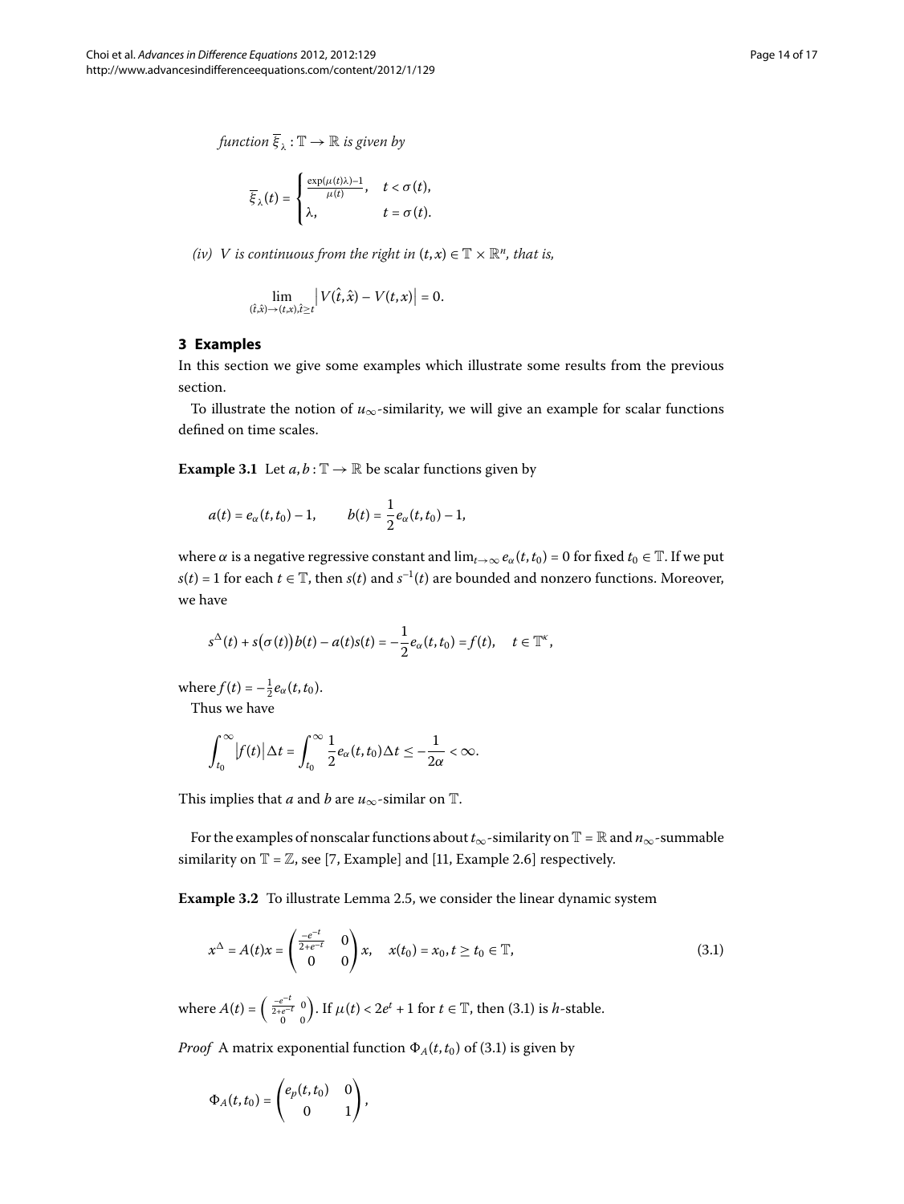*function* $\overline{\xi}_\lambda : \mathbb{T} \to \mathbb{R}$ *is given by*

$$\overline{\xi}_\lambda(t) = \begin{cases} \frac{\exp(\mu(t)\lambda)-1}{\mu(t)}, & t < \sigma(t), \\ \lambda, & t = \sigma(t). \end{cases}$$

*(iv)* $V$ *is continuous from the right in* $(t,x) \in \mathbb{T} \times \mathbb{R}^n$, *that is,*

$$\lim_{(\hat{t},\hat{x}) \to (t,x), \hat{t} \geq t} \left| V(\hat{t},\hat{x}) - V(t,x) \right| = 0.$$

## 3 Examples

In this section we give some examples which illustrate some results from the previous section.

To illustrate the notion of $u_\infty$-similarity, we will give an example for scalar functions defined on time scales.

**Example 3.1** Let $a, b : \mathbb{T} \to \mathbb{R}$ be scalar functions given by

$$a(t) = e_\alpha(t,t_0) - 1, \qquad b(t) = \frac{1}{2}e_\alpha(t,t_0) - 1,$$

where $\alpha$ is a negative regressive constant and $\lim_{t\to\infty} e_\alpha(t,t_0) = 0$ for fixed $t_0 \in \mathbb{T}$. If we put $s(t) = 1$ for each $t \in \mathbb{T}$, then $s(t)$ and $s^{-1}(t)$ are bounded and nonzero functions. Moreover, we have

$$s^\Delta(t) + s(\sigma(t))b(t) - a(t)s(t) = -\frac{1}{2}e_\alpha(t,t_0) = f(t), \quad t \in \mathbb{T}^\kappa,$$

where $f(t) = -\frac{1}{2}e_\alpha(t,t_0)$.

Thus we have

$$\int_{t_0}^{\infty} |f(t)| \Delta t = \int_{t_0}^{\infty} \frac{1}{2} e_\alpha(t,t_0) \Delta t \leq -\frac{1}{2\alpha} < \infty.$$

This implies that $a$ and $b$ are $u_\infty$-similar on $\mathbb{T}$.

For the examples of nonscalar functions about $t_\infty$-similarity on $\mathbb{T} = \mathbb{R}$ and $n_\infty$-summable similarity on $\mathbb{T} = \mathbb{Z}$, see [7, Example] and [11, Example 2.6] respectively.

**Example 3.2** To illustrate Lemma 2.5, we consider the linear dynamic system

$$x^\Delta = A(t)x = \begin{pmatrix} \frac{-e^{-t}}{2+e^{-t}} & 0 \\ 0 & 0 \end{pmatrix} x, \quad x(t_0) = x_0, t \geq t_0 \in \mathbb{T}, \tag{3.1}$$

where $A(t) = \begin{pmatrix} \frac{-e^{-t}}{2+e^{-t}} & 0 \\ 0 & 0 \end{pmatrix}$. If $\mu(t) < 2e^t + 1$ for $t \in \mathbb{T}$, then (3.1) is $h$-stable.

*Proof* A matrix exponential function $\Phi_A(t,t_0)$ of (3.1) is given by

$$\Phi_A(t,t_0) = \begin{pmatrix} e_p(t,t_0) & 0 \\ 0 & 1 \end{pmatrix},$$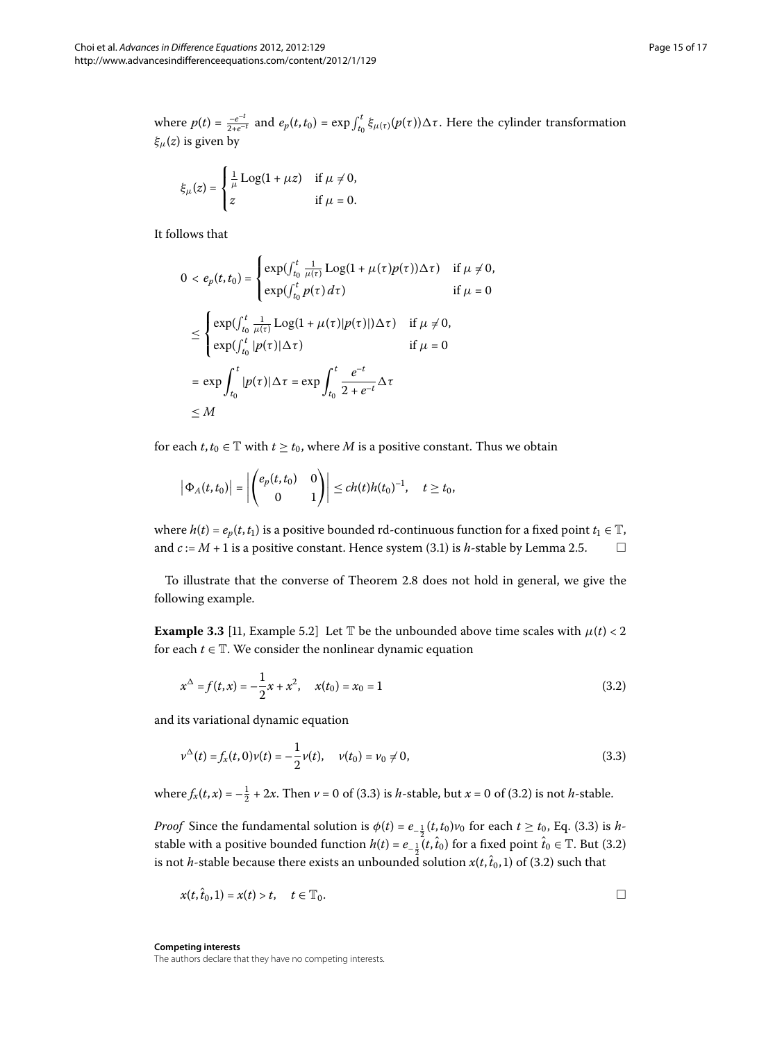where $p(t) = \frac{-e^{-t}}{2+e^{-t}}$ and $e_p(t,t_0) = \exp\int_{t_0}^{t} \xi_{\mu(\tau)}(p(\tau))\Delta\tau$. Here the cylinder transformation $\xi_\mu(z)$ is given by

$$\xi_\mu(z) = \begin{cases} \frac{1}{\mu}\operatorname{Log}(1+\mu z) & \text{if } \mu \neq 0, \\ z & \text{if } \mu = 0. \end{cases}$$

It follows that

$$\begin{aligned}
0 < e_p(t,t_0) &= \begin{cases} \exp(\int_{t_0}^{t} \frac{1}{\mu(\tau)}\operatorname{Log}(1+\mu(\tau)p(\tau))\Delta\tau) & \text{if } \mu \neq 0, \\ \exp(\int_{t_0}^{t} p(\tau)\,d\tau) & \text{if } \mu = 0 \end{cases} \\
&\leq \begin{cases} \exp(\int_{t_0}^{t} \frac{1}{\mu(\tau)}\operatorname{Log}(1+\mu(\tau)|p(\tau)|)\Delta\tau) & \text{if } \mu \neq 0, \\ \exp(\int_{t_0}^{t} |p(\tau)|\Delta\tau) & \text{if } \mu = 0 \end{cases} \\
&= \exp\int_{t_0}^{t} |p(\tau)|\Delta\tau = \exp\int_{t_0}^{t} \frac{e^{-t}}{2+e^{-t}}\Delta\tau \\
&\leq M
\end{aligned}$$

for each $t, t_0 \in \mathbb{T}$ with $t \geq t_0$, where $M$ is a positive constant. Thus we obtain

$$\left|\Phi_A(t,t_0)\right| = \left|\begin{pmatrix} e_p(t,t_0) & 0 \\ 0 & 1 \end{pmatrix}\right| \leq ch(t)h(t_0)^{-1}, \quad t \geq t_0,$$

where $h(t) = e_p(t,t_1)$ is a positive bounded rd-continuous function for a fixed point $t_1 \in \mathbb{T}$, and $c := M + 1$ is a positive constant. Hence system (3.1) is $h$-stable by Lemma 2.5. □

To illustrate that the converse of Theorem 2.8 does not hold in general, we give the following example.

**Example 3.3** [11, Example 5.2] Let $\mathbb{T}$ be the unbounded above time scales with $\mu(t) < 2$ for each $t \in \mathbb{T}$. We consider the nonlinear dynamic equation

$$x^\Delta = f(t,x) = -\frac{1}{2}x + x^2, \quad x(t_0) = x_0 = 1 \tag{3.2}$$

and its variational dynamic equation

$$v^\Delta(t) = f_x(t,0)v(t) = -\frac{1}{2}v(t), \quad v(t_0) = v_0 \neq 0, \tag{3.3}$$

where $f_x(t,x) = -\frac{1}{2} + 2x$. Then $v = 0$ of (3.3) is $h$-stable, but $x = 0$ of (3.2) is not $h$-stable.

*Proof* Since the fundamental solution is $\phi(t) = e_{-\frac{1}{2}}(t,t_0)v_0$ for each $t \geq t_0$, Eq. (3.3) is $h$-stable with a positive bounded function $h(t) = e_{-\frac{1}{2}}(t,\hat{t}_0)$ for a fixed point $\hat{t}_0 \in \mathbb{T}$. But (3.2) is not $h$-stable because there exists an unbounded solution $x(t,\hat{t}_0,1)$ of (3.2) such that

$$x(t,\hat{t}_0,1) = x(t) > t, \quad t \in \mathbb{T}_0.$$

□

**Competing interests**

The authors declare that they have no competing interests.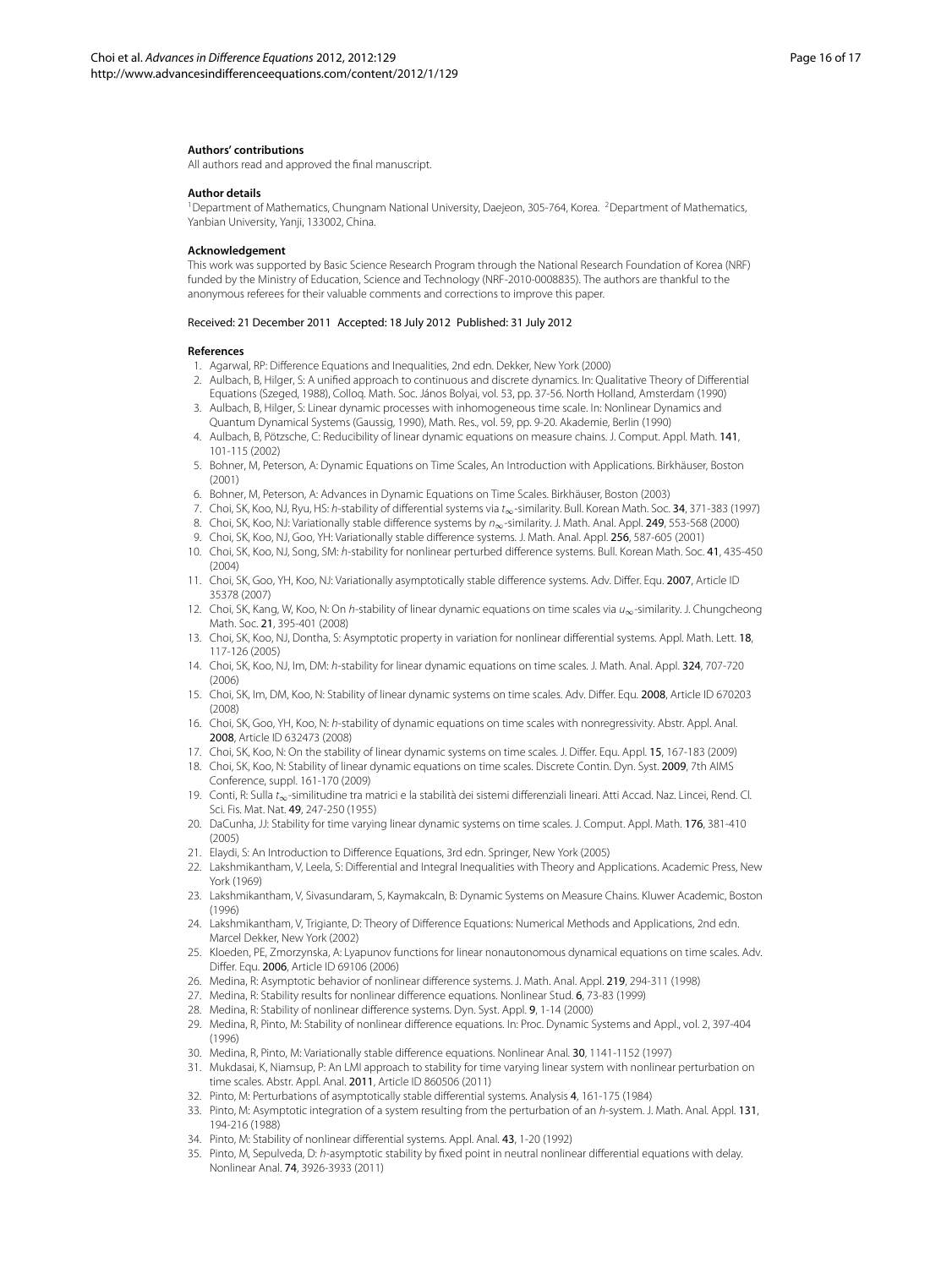#### Authors' contributions

All authors read and approved the final manuscript.

#### Author details

[1]Department of Mathematics, Chungnam National University, Daejeon, 305-764, Korea. [2]Department of Mathematics, Yanbian University, Yanji, 133002, China.

#### Acknowledgement

This work was supported by Basic Science Research Program through the National Research Foundation of Korea (NRF) funded by the Ministry of Education, Science and Technology (NRF-2010-0008835). The authors are thankful to the anonymous referees for their valuable comments and corrections to improve this paper.

Received: 21 December 2011 Accepted: 18 July 2012 Published: 31 July 2012

#### References

1. Agarwal, RP: Difference Equations and Inequalities, 2nd edn. Dekker, New York (2000)
2. Aulbach, B, Hilger, S: A unified approach to continuous and discrete dynamics. In: Qualitative Theory of Differential Equations (Szeged, 1988), Colloq. Math. Soc. János Bolyai, vol. 53, pp. 37-56. North Holland, Amsterdam (1990)
3. Aulbach, B, Hilger, S: Linear dynamic processes with inhomogeneous time scale. In: Nonlinear Dynamics and Quantum Dynamical Systems (Gaussig, 1990), Math. Res., vol. 59, pp. 9-20. Akademie, Berlin (1990)
4. Aulbach, B, Pötzsche, C: Reducibility of linear dynamic equations on measure chains. J. Comput. Appl. Math. **141**, 101-115 (2002)
5. Bohner, M, Peterson, A: Dynamic Equations on Time Scales, An Introduction with Applications. Birkhäuser, Boston (2001)
6. Bohner, M, Peterson, A: Advances in Dynamic Equations on Time Scales. Birkhäuser, Boston (2003)
7. Choi, SK, Koo, NJ, Ryu, HS: $h$-stability of differential systems via $t_\infty$-similarity. Bull. Korean Math. Soc. **34**, 371-383 (1997)
8. Choi, SK, Koo, NJ: Variationally stable difference systems by $n_\infty$-similarity. J. Math. Anal. Appl. **249**, 553-568 (2000)
9. Choi, SK, Koo, NJ, Goo, YH: Variationally stable difference systems. J. Math. Anal. Appl. **256**, 587-605 (2001)
10. Choi, SK, Koo, NJ, Song, SM: $h$-stability for nonlinear perturbed difference systems. Bull. Korean Math. Soc. **41**, 435-450 (2004)
11. Choi, SK, Goo, YH, Koo, NJ: Variationally asymptotically stable difference systems. Adv. Differ. Equ. **2007**, Article ID 35378 (2007)
12. Choi, SK, Kang, W, Koo, N: On $h$-stability of linear dynamic equations on time scales via $u_\infty$-similarity. J. Chungcheong Math. Soc. **21**, 395-401 (2008)
13. Choi, SK, Koo, NJ, Dontha, S: Asymptotic property in variation for nonlinear differential systems. Appl. Math. Lett. **18**, 117-126 (2005)
14. Choi, SK, Koo, NJ, Im, DM: $h$-stability for linear dynamic equations on time scales. J. Math. Anal. Appl. **324**, 707-720 (2006)
15. Choi, SK, Im, DM, Koo, N: Stability of linear dynamic systems on time scales. Adv. Differ. Equ. **2008**, Article ID 670203 (2008)
16. Choi, SK, Goo, YH, Koo, N: $h$-stability of dynamic equations on time scales with nonregressivity. Abstr. Appl. Anal. **2008**, Article ID 632473 (2008)
17. Choi, SK, Koo, N: On the stability of linear dynamic systems on time scales. J. Differ. Equ. Appl. **15**, 167-183 (2009)
18. Choi, SK, Koo, N: Stability of linear dynamic equations on time scales. Discrete Contin. Dyn. Syst. **2009**, 7th AIMS Conference, suppl. 161-170 (2009)
19. Conti, R: Sulla $t_\infty$-similitudine tra matrici e la stabilità dei sistemi differenziali lineari. Atti Accad. Naz. Lincei, Rend. Cl. Sci. Fis. Mat. Nat. **49**, 247-250 (1955)
20. DaCunha, JJ: Stability for time varying linear dynamic systems on time scales. J. Comput. Appl. Math. **176**, 381-410 (2005)
21. Elaydi, S: An Introduction to Difference Equations, 3rd edn. Springer, New York (2005)
22. Lakshmikantham, V, Leela, S: Differential and Integral Inequalities with Theory and Applications. Academic Press, New York (1969)
23. Lakshmikantham, V, Sivasundaram, S, Kaymakcaln, B: Dynamic Systems on Measure Chains. Kluwer Academic, Boston (1996)
24. Lakshmikantham, V, Trigiante, D: Theory of Difference Equations: Numerical Methods and Applications, 2nd edn. Marcel Dekker, New York (2002)
25. Kloeden, PE, Zmorzynska, A: Lyapunov functions for linear nonautonomous dynamical equations on time scales. Adv. Differ. Equ. **2006**, Article ID 69106 (2006)
26. Medina, R: Asymptotic behavior of nonlinear difference systems. J. Math. Anal. Appl. **219**, 294-311 (1998)
27. Medina, R: Stability results for nonlinear difference equations. Nonlinear Stud. **6**, 73-83 (1999)
28. Medina, R: Stability of nonlinear difference systems. Dyn. Syst. Appl. **9**, 1-14 (2000)
29. Medina, R, Pinto, M: Stability of nonlinear difference equations. In: Proc. Dynamic Systems and Appl., vol. 2, 397-404 (1996)
30. Medina, R, Pinto, M: Variationally stable difference equations. Nonlinear Anal. **30**, 1141-1152 (1997)
31. Mukdasai, K, Niamsup, P: An LMI approach to stability for time varying linear system with nonlinear perturbation on time scales. Abstr. Appl. Anal. **2011**, Article ID 860506 (2011)
32. Pinto, M: Perturbations of asymptotically stable differential systems. Analysis **4**, 161-175 (1984)
33. Pinto, M: Asymptotic integration of a system resulting from the perturbation of an $h$-system. J. Math. Anal. Appl. **131**, 194-216 (1988)
34. Pinto, M: Stability of nonlinear differential systems. Appl. Anal. **43**, 1-20 (1992)
35. Pinto, M, Sepulveda, D: $h$-asymptotic stability by fixed point in neutral nonlinear differential equations with delay. Nonlinear Anal. **74**, 3926-3933 (2011)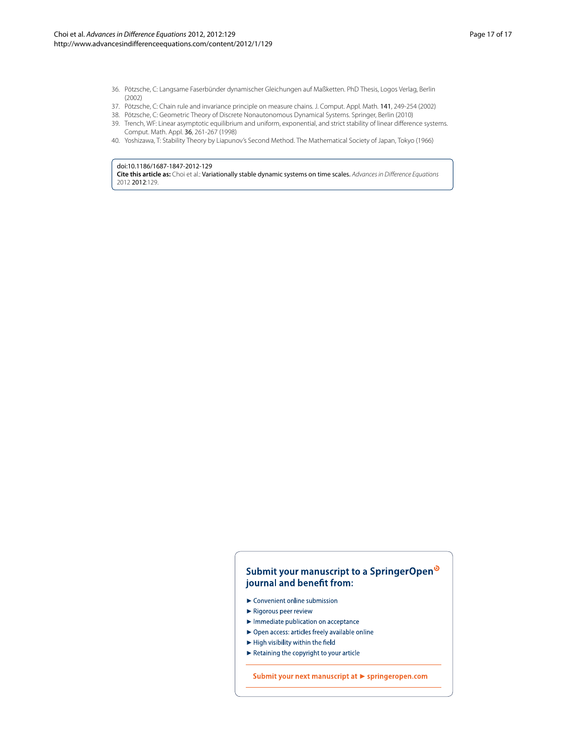36. Pötzsche, C: Langsame Faserbünder dynamischer Gleichungen auf Maßketten. PhD Thesis, Logos Verlag, Berlin (2002)
37. Pötzsche, C: Chain rule and invariance principle on measure chains. J. Comput. Appl. Math. **141**, 249-254 (2002)
38. Pötzsche, C: Geometric Theory of Discrete Nonautonomous Dynamical Systems. Springer, Berlin (2010)
39. Trench, WF: Linear asymptotic equilibrium and uniform, exponential, and strict stability of linear difference systems. Comput. Math. Appl. **36**, 261-267 (1998)
40. Yoshizawa, T: Stability Theory by Liapunov's Second Method. The Mathematical Society of Japan, Tokyo (1966)

doi:10.1186/1687-1847-2012-129
**Cite this article as:** Choi et al.: Variationally stable dynamic systems on time scales. *Advances in Difference Equations* 2012 **2012**:129.

**Submit your manuscript to a SpringerOpen journal and benefit from:**

- ► Convenient online submission
- ► Rigorous peer review
- ► Immediate publication on acceptance
- ► Open access: articles freely available online
- ► High visibility within the field
- ► Retaining the copyright to your article

**Submit your next manuscript at ► springeropen.com**